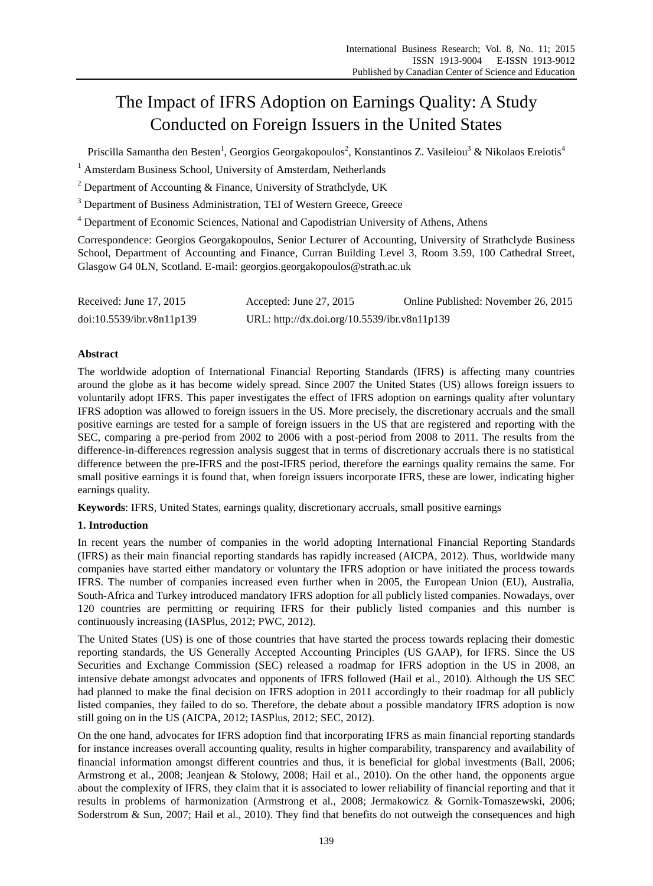# The Impact of IFRS Adoption on Earnings Quality: A Study Conducted on Foreign Issuers in the United States

Priscilla Samantha den Besten[1], Georgios Georgakopoulos[2], Konstantinos Z. Vasileiou[3] & Nikolaos Ereiotis[4]

[1] Amsterdam Business School, University of Amsterdam, Netherlands

[2] Department of Accounting & Finance, University of Strathclyde, UK

[3] Department of Business Administration, TEI of Western Greece, Greece

[4] Department of Economic Sciences, National and Capodistrian University of Athens, Athens

Correspondence: Georgios Georgakopoulos, Senior Lecturer of Accounting, University of Strathclyde Business School, Department of Accounting and Finance, Curran Building Level 3, Room 3.59, 100 Cathedral Street, Glasgow G4 0LN, Scotland. E-mail: georgios.georgakopoulos@strath.ac.uk

| Received: June 17, 2015 | Accepted: June 27, 2015 | Online Published: November 26, 2015 |
|---|---|---|
| doi:10.5539/ibr.v8n11p139 | URL: http://dx.doi.org/10.5539/ibr.v8n11p139 | |

**Abstract**

The worldwide adoption of International Financial Reporting Standards (IFRS) is affecting many countries around the globe as it has become widely spread. Since 2007 the United States (US) allows foreign issuers to voluntarily adopt IFRS. This paper investigates the effect of IFRS adoption on earnings quality after voluntary IFRS adoption was allowed to foreign issuers in the US. More precisely, the discretionary accruals and the small positive earnings are tested for a sample of foreign issuers in the US that are registered and reporting with the SEC, comparing a pre-period from 2002 to 2006 with a post-period from 2008 to 2011. The results from the difference-in-differences regression analysis suggest that in terms of discretionary accruals there is no statistical difference between the pre-IFRS and the post-IFRS period, therefore the earnings quality remains the same. For small positive earnings it is found that, when foreign issuers incorporate IFRS, these are lower, indicating higher earnings quality.

**Keywords**: IFRS, United States, earnings quality, discretionary accruals, small positive earnings

## 1. Introduction

In recent years the number of companies in the world adopting International Financial Reporting Standards (IFRS) as their main financial reporting standards has rapidly increased (AICPA, 2012). Thus, worldwide many companies have started either mandatory or voluntary the IFRS adoption or have initiated the process towards IFRS. The number of companies increased even further when in 2005, the European Union (EU), Australia, South-Africa and Turkey introduced mandatory IFRS adoption for all publicly listed companies. Nowadays, over 120 countries are permitting or requiring IFRS for their publicly listed companies and this number is continuously increasing (IASPlus, 2012; PWC, 2012).

The United States (US) is one of those countries that have started the process towards replacing their domestic reporting standards, the US Generally Accepted Accounting Principles (US GAAP), for IFRS. Since the US Securities and Exchange Commission (SEC) released a roadmap for IFRS adoption in the US in 2008, an intensive debate amongst advocates and opponents of IFRS followed (Hail et al., 2010). Although the US SEC had planned to make the final decision on IFRS adoption in 2011 accordingly to their roadmap for all publicly listed companies, they failed to do so. Therefore, the debate about a possible mandatory IFRS adoption is now still going on in the US (AICPA, 2012; IASPlus, 2012; SEC, 2012).

On the one hand, advocates for IFRS adoption find that incorporating IFRS as main financial reporting standards for instance increases overall accounting quality, results in higher comparability, transparency and availability of financial information amongst different countries and thus, it is beneficial for global investments (Ball, 2006; Armstrong et al., 2008; Jeanjean & Stolowy, 2008; Hail et al., 2010). On the other hand, the opponents argue about the complexity of IFRS, they claim that it is associated to lower reliability of financial reporting and that it results in problems of harmonization (Armstrong et al., 2008; Jermakowicz & Gornik-Tomaszewski, 2006; Soderstrom & Sun, 2007; Hail et al., 2010). They find that benefits do not outweigh the consequences and high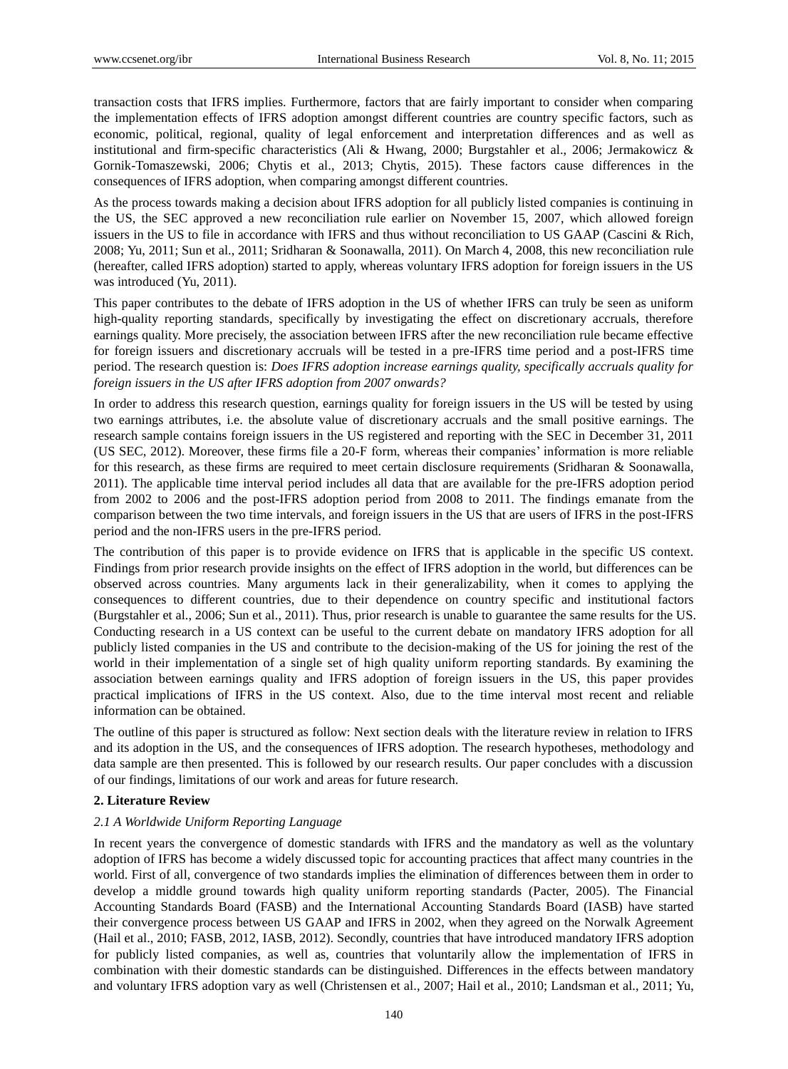transaction costs that IFRS implies. Furthermore, factors that are fairly important to consider when comparing the implementation effects of IFRS adoption amongst different countries are country specific factors, such as economic, political, regional, quality of legal enforcement and interpretation differences and as well as institutional and firm-specific characteristics (Ali & Hwang, 2000; Burgstahler et al., 2006; Jermakowicz & Gornik-Tomaszewski, 2006; Chytis et al., 2013; Chytis, 2015). These factors cause differences in the consequences of IFRS adoption, when comparing amongst different countries.

As the process towards making a decision about IFRS adoption for all publicly listed companies is continuing in the US, the SEC approved a new reconciliation rule earlier on November 15, 2007, which allowed foreign issuers in the US to file in accordance with IFRS and thus without reconciliation to US GAAP (Cascini & Rich, 2008; Yu, 2011; Sun et al., 2011; Sridharan & Soonawalla, 2011). On March 4, 2008, this new reconciliation rule (hereafter, called IFRS adoption) started to apply, whereas voluntary IFRS adoption for foreign issuers in the US was introduced (Yu, 2011).

This paper contributes to the debate of IFRS adoption in the US of whether IFRS can truly be seen as uniform high-quality reporting standards, specifically by investigating the effect on discretionary accruals, therefore earnings quality. More precisely, the association between IFRS after the new reconciliation rule became effective for foreign issuers and discretionary accruals will be tested in a pre-IFRS time period and a post-IFRS time period. The research question is: *Does IFRS adoption increase earnings quality, specifically accruals quality for foreign issuers in the US after IFRS adoption from 2007 onwards?*

In order to address this research question, earnings quality for foreign issuers in the US will be tested by using two earnings attributes, i.e. the absolute value of discretionary accruals and the small positive earnings. The research sample contains foreign issuers in the US registered and reporting with the SEC in December 31, 2011 (US SEC, 2012). Moreover, these firms file a 20-F form, whereas their companies' information is more reliable for this research, as these firms are required to meet certain disclosure requirements (Sridharan & Soonawalla, 2011). The applicable time interval period includes all data that are available for the pre-IFRS adoption period from 2002 to 2006 and the post-IFRS adoption period from 2008 to 2011. The findings emanate from the comparison between the two time intervals, and foreign issuers in the US that are users of IFRS in the post-IFRS period and the non-IFRS users in the pre-IFRS period.

The contribution of this paper is to provide evidence on IFRS that is applicable in the specific US context. Findings from prior research provide insights on the effect of IFRS adoption in the world, but differences can be observed across countries. Many arguments lack in their generalizability, when it comes to applying the consequences to different countries, due to their dependence on country specific and institutional factors (Burgstahler et al., 2006; Sun et al., 2011). Thus, prior research is unable to guarantee the same results for the US. Conducting research in a US context can be useful to the current debate on mandatory IFRS adoption for all publicly listed companies in the US and contribute to the decision-making of the US for joining the rest of the world in their implementation of a single set of high quality uniform reporting standards. By examining the association between earnings quality and IFRS adoption of foreign issuers in the US, this paper provides practical implications of IFRS in the US context. Also, due to the time interval most recent and reliable information can be obtained.

The outline of this paper is structured as follow: Next section deals with the literature review in relation to IFRS and its adoption in the US, and the consequences of IFRS adoption. The research hypotheses, methodology and data sample are then presented. This is followed by our research results. Our paper concludes with a discussion of our findings, limitations of our work and areas for future research.

## 2. Literature Review

### *2.1 A Worldwide Uniform Reporting Language*

In recent years the convergence of domestic standards with IFRS and the mandatory as well as the voluntary adoption of IFRS has become a widely discussed topic for accounting practices that affect many countries in the world. First of all, convergence of two standards implies the elimination of differences between them in order to develop a middle ground towards high quality uniform reporting standards (Pacter, 2005). The Financial Accounting Standards Board (FASB) and the International Accounting Standards Board (IASB) have started their convergence process between US GAAP and IFRS in 2002, when they agreed on the Norwalk Agreement (Hail et al., 2010; FASB, 2012, IASB, 2012). Secondly, countries that have introduced mandatory IFRS adoption for publicly listed companies, as well as, countries that voluntarily allow the implementation of IFRS in combination with their domestic standards can be distinguished. Differences in the effects between mandatory and voluntary IFRS adoption vary as well (Christensen et al., 2007; Hail et al., 2010; Landsman et al., 2011; Yu,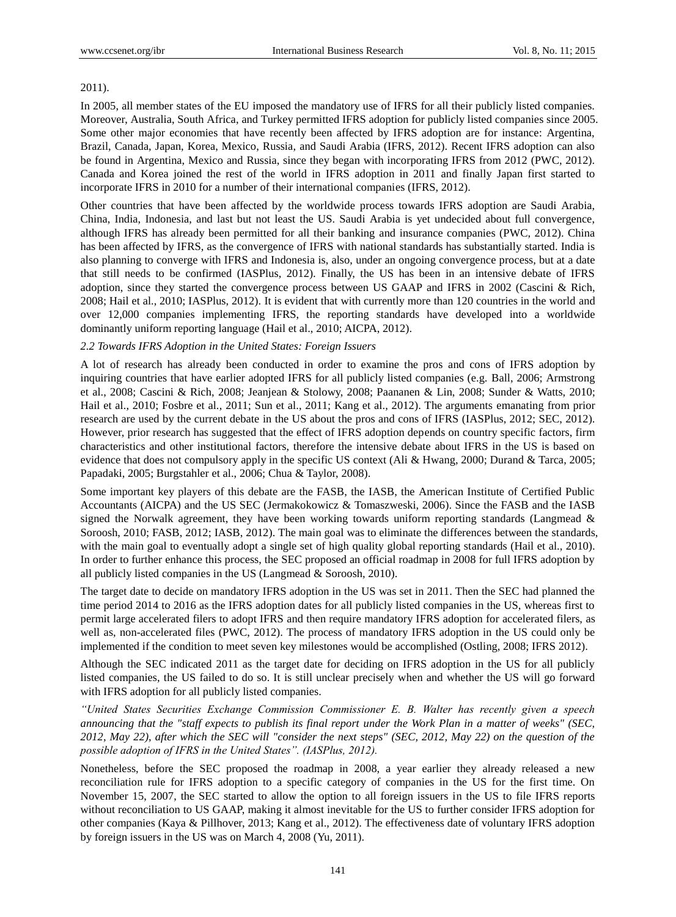2011).

In 2005, all member states of the EU imposed the mandatory use of IFRS for all their publicly listed companies. Moreover, Australia, South Africa, and Turkey permitted IFRS adoption for publicly listed companies since 2005. Some other major economies that have recently been affected by IFRS adoption are for instance: Argentina, Brazil, Canada, Japan, Korea, Mexico, Russia, and Saudi Arabia (IFRS, 2012). Recent IFRS adoption can also be found in Argentina, Mexico and Russia, since they began with incorporating IFRS from 2012 (PWC, 2012). Canada and Korea joined the rest of the world in IFRS adoption in 2011 and finally Japan first started to incorporate IFRS in 2010 for a number of their international companies (IFRS, 2012).

Other countries that have been affected by the worldwide process towards IFRS adoption are Saudi Arabia, China, India, Indonesia, and last but not least the US. Saudi Arabia is yet undecided about full convergence, although IFRS has already been permitted for all their banking and insurance companies (PWC, 2012). China has been affected by IFRS, as the convergence of IFRS with national standards has substantially started. India is also planning to converge with IFRS and Indonesia is, also, under an ongoing convergence process, but at a date that still needs to be confirmed (IASPlus, 2012). Finally, the US has been in an intensive debate of IFRS adoption, since they started the convergence process between US GAAP and IFRS in 2002 (Cascini & Rich, 2008; Hail et al., 2010; IASPlus, 2012). It is evident that with currently more than 120 countries in the world and over 12,000 companies implementing IFRS, the reporting standards have developed into a worldwide dominantly uniform reporting language (Hail et al., 2010; AICPA, 2012).

### *2.2 Towards IFRS Adoption in the United States: Foreign Issuers*

A lot of research has already been conducted in order to examine the pros and cons of IFRS adoption by inquiring countries that have earlier adopted IFRS for all publicly listed companies (e.g. Ball, 2006; Armstrong et al., 2008; Cascini & Rich, 2008; Jeanjean & Stolowy, 2008; Paananen & Lin, 2008; Sunder & Watts, 2010; Hail et al., 2010; Fosbre et al., 2011; Sun et al., 2011; Kang et al., 2012). The arguments emanating from prior research are used by the current debate in the US about the pros and cons of IFRS (IASPlus, 2012; SEC, 2012). However, prior research has suggested that the effect of IFRS adoption depends on country specific factors, firm characteristics and other institutional factors, therefore the intensive debate about IFRS in the US is based on evidence that does not compulsory apply in the specific US context (Ali & Hwang, 2000; Durand & Tarca, 2005; Papadaki, 2005; Burgstahler et al., 2006; Chua & Taylor, 2008).

Some important key players of this debate are the FASB, the IASB, the American Institute of Certified Public Accountants (AICPA) and the US SEC (Jermakokowicz & Tomaszweski, 2006). Since the FASB and the IASB signed the Norwalk agreement, they have been working towards uniform reporting standards (Langmead & Soroosh, 2010; FASB, 2012; IASB, 2012). The main goal was to eliminate the differences between the standards, with the main goal to eventually adopt a single set of high quality global reporting standards (Hail et al., 2010). In order to further enhance this process, the SEC proposed an official roadmap in 2008 for full IFRS adoption by all publicly listed companies in the US (Langmead & Soroosh, 2010).

The target date to decide on mandatory IFRS adoption in the US was set in 2011. Then the SEC had planned the time period 2014 to 2016 as the IFRS adoption dates for all publicly listed companies in the US, whereas first to permit large accelerated filers to adopt IFRS and then require mandatory IFRS adoption for accelerated filers, as well as, non-accelerated files (PWC, 2012). The process of mandatory IFRS adoption in the US could only be implemented if the condition to meet seven key milestones would be accomplished (Ostling, 2008; IFRS 2012).

Although the SEC indicated 2011 as the target date for deciding on IFRS adoption in the US for all publicly listed companies, the US failed to do so. It is still unclear precisely when and whether the US will go forward with IFRS adoption for all publicly listed companies.

*"United States Securities Exchange Commission Commissioner E. B. Walter has recently given a speech announcing that the "staff expects to publish its final report under the Work Plan in a matter of weeks" (SEC, 2012, May 22), after which the SEC will "consider the next steps" (SEC, 2012, May 22) on the question of the possible adoption of IFRS in the United States". (IASPlus, 2012).*

Nonetheless, before the SEC proposed the roadmap in 2008, a year earlier they already released a new reconciliation rule for IFRS adoption to a specific category of companies in the US for the first time. On November 15, 2007, the SEC started to allow the option to all foreign issuers in the US to file IFRS reports without reconciliation to US GAAP, making it almost inevitable for the US to further consider IFRS adoption for other companies (Kaya & Pillhover, 2013; Kang et al., 2012). The effectiveness date of voluntary IFRS adoption by foreign issuers in the US was on March 4, 2008 (Yu, 2011).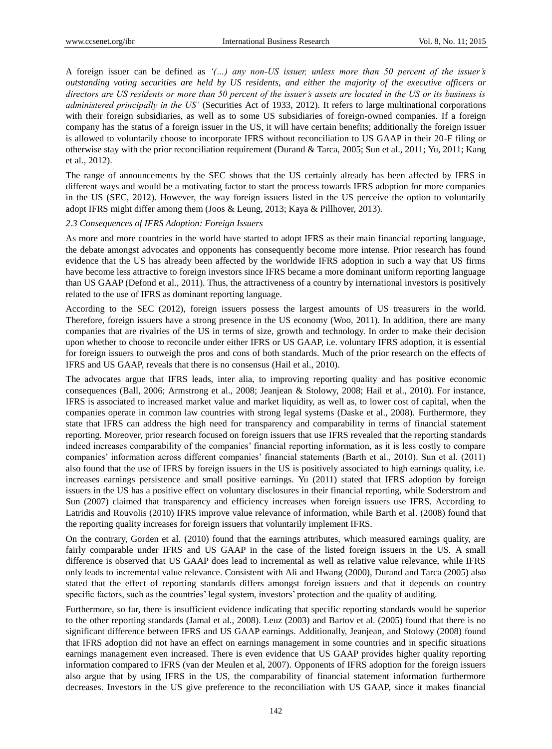A foreign issuer can be defined as *'(…) any non-US issuer, unless more than 50 percent of the issuer's outstanding voting securities are held by US residents, and either the majority of the executive officers or directors are US residents or more than 50 percent of the issuer's assets are located in the US or its business is administered principally in the US'* (Securities Act of 1933, 2012). It refers to large multinational corporations with their foreign subsidiaries, as well as to some US subsidiaries of foreign-owned companies. If a foreign company has the status of a foreign issuer in the US, it will have certain benefits; additionally the foreign issuer is allowed to voluntarily choose to incorporate IFRS without reconciliation to US GAAP in their 20-F filing or otherwise stay with the prior reconciliation requirement (Durand & Tarca, 2005; Sun et al., 2011; Yu, 2011; Kang et al., 2012).

The range of announcements by the SEC shows that the US certainly already has been affected by IFRS in different ways and would be a motivating factor to start the process towards IFRS adoption for more companies in the US (SEC, 2012). However, the way foreign issuers listed in the US perceive the option to voluntarily adopt IFRS might differ among them (Joos & Leung, 2013; Kaya & Pillhover, 2013).

### *2.3 Consequences of IFRS Adoption: Foreign Issuers*

As more and more countries in the world have started to adopt IFRS as their main financial reporting language, the debate amongst advocates and opponents has consequently become more intense. Prior research has found evidence that the US has already been affected by the worldwide IFRS adoption in such a way that US firms have become less attractive to foreign investors since IFRS became a more dominant uniform reporting language than US GAAP (Defond et al., 2011). Thus, the attractiveness of a country by international investors is positively related to the use of IFRS as dominant reporting language.

According to the SEC (2012), foreign issuers possess the largest amounts of US treasurers in the world. Therefore, foreign issuers have a strong presence in the US economy (Woo, 2011). In addition, there are many companies that are rivalries of the US in terms of size, growth and technology. In order to make their decision upon whether to choose to reconcile under either IFRS or US GAAP, i.e. voluntary IFRS adoption, it is essential for foreign issuers to outweigh the pros and cons of both standards. Much of the prior research on the effects of IFRS and US GAAP, reveals that there is no consensus (Hail et al., 2010).

The advocates argue that IFRS leads, inter alia, to improving reporting quality and has positive economic consequences (Ball, 2006; Armstrong et al., 2008; Jeanjean & Stolowy, 2008; Hail et al., 2010). For instance, IFRS is associated to increased market value and market liquidity, as well as, to lower cost of capital, when the companies operate in common law countries with strong legal systems (Daske et al., 2008). Furthermore, they state that IFRS can address the high need for transparency and comparability in terms of financial statement reporting. Moreover, prior research focused on foreign issuers that use IFRS revealed that the reporting standards indeed increases comparability of the companies' financial reporting information, as it is less costly to compare companies' information across different companies' financial statements (Barth et al., 2010). Sun et al. (2011) also found that the use of IFRS by foreign issuers in the US is positively associated to high earnings quality, i.e. increases earnings persistence and small positive earnings. Yu (2011) stated that IFRS adoption by foreign issuers in the US has a positive effect on voluntary disclosures in their financial reporting, while Soderstrom and Sun (2007) claimed that transparency and efficiency increases when foreign issuers use IFRS. According to Latridis and Rouvolis (2010) IFRS improve value relevance of information, while Barth et al. (2008) found that the reporting quality increases for foreign issuers that voluntarily implement IFRS.

On the contrary, Gorden et al. (2010) found that the earnings attributes, which measured earnings quality, are fairly comparable under IFRS and US GAAP in the case of the listed foreign issuers in the US. A small difference is observed that US GAAP does lead to incremental as well as relative value relevance, while IFRS only leads to incremental value relevance. Consistent with Ali and Hwang (2000), Durand and Tarca (2005) also stated that the effect of reporting standards differs amongst foreign issuers and that it depends on country specific factors, such as the countries' legal system, investors' protection and the quality of auditing.

Furthermore, so far, there is insufficient evidence indicating that specific reporting standards would be superior to the other reporting standards (Jamal et al., 2008). Leuz (2003) and Bartov et al. (2005) found that there is no significant difference between IFRS and US GAAP earnings. Additionally, Jeanjean, and Stolowy (2008) found that IFRS adoption did not have an effect on earnings management in some countries and in specific situations earnings management even increased. There is even evidence that US GAAP provides higher quality reporting information compared to IFRS (van der Meulen et al, 2007). Opponents of IFRS adoption for the foreign issuers also argue that by using IFRS in the US, the comparability of financial statement information furthermore decreases. Investors in the US give preference to the reconciliation with US GAAP, since it makes financial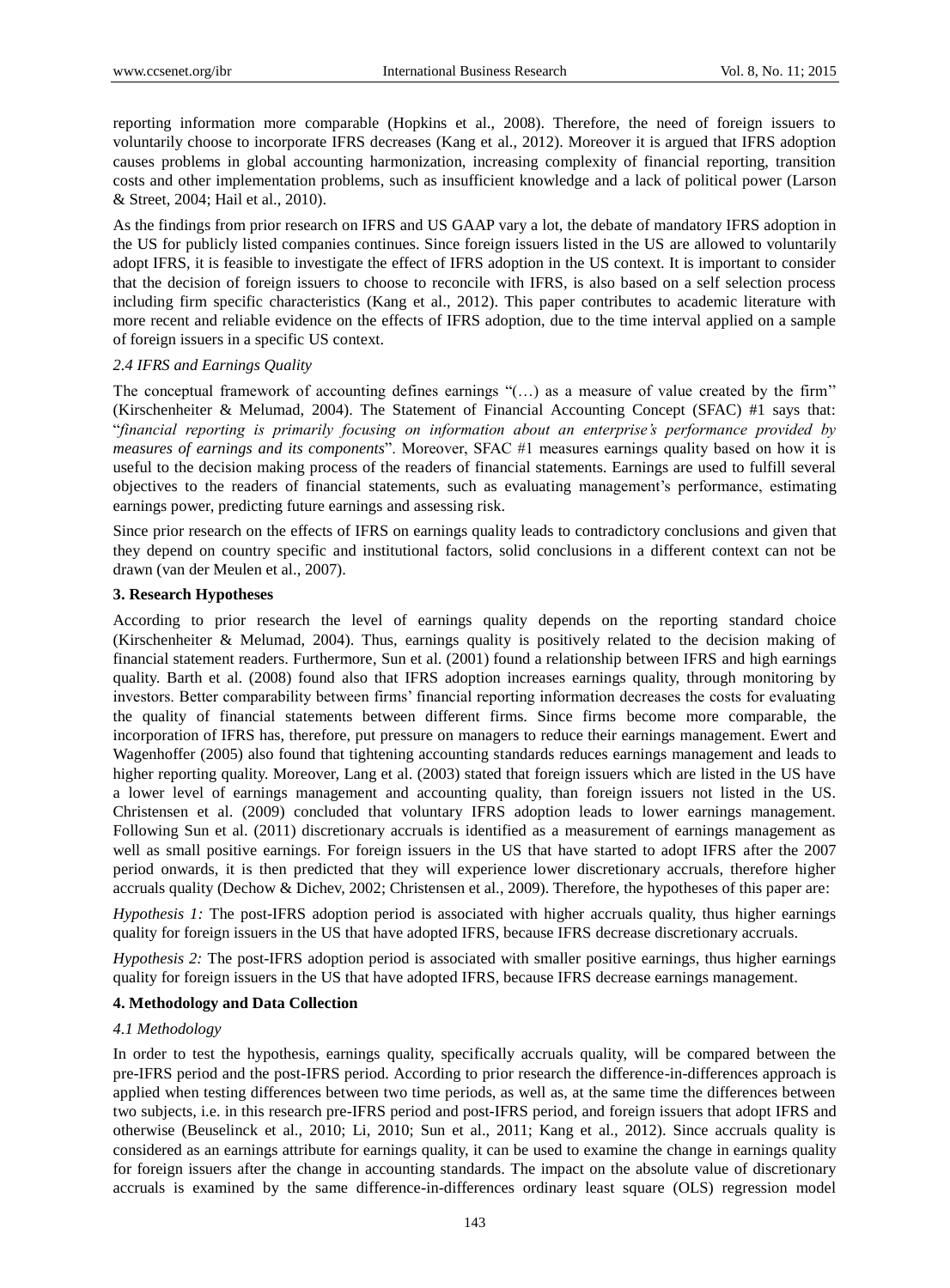reporting information more comparable (Hopkins et al., 2008). Therefore, the need of foreign issuers to voluntarily choose to incorporate IFRS decreases (Kang et al., 2012). Moreover it is argued that IFRS adoption causes problems in global accounting harmonization, increasing complexity of financial reporting, transition costs and other implementation problems, such as insufficient knowledge and a lack of political power (Larson & Street, 2004; Hail et al., 2010).

As the findings from prior research on IFRS and US GAAP vary a lot, the debate of mandatory IFRS adoption in the US for publicly listed companies continues. Since foreign issuers listed in the US are allowed to voluntarily adopt IFRS, it is feasible to investigate the effect of IFRS adoption in the US context. It is important to consider that the decision of foreign issuers to choose to reconcile with IFRS, is also based on a self selection process including firm specific characteristics (Kang et al., 2012). This paper contributes to academic literature with more recent and reliable evidence on the effects of IFRS adoption, due to the time interval applied on a sample of foreign issuers in a specific US context.

### *2.4 IFRS and Earnings Quality*

The conceptual framework of accounting defines earnings "(…) as a measure of value created by the firm'' (Kirschenheiter & Melumad, 2004). The Statement of Financial Accounting Concept (SFAC) #1 says that: "*financial reporting is primarily focusing on information about an enterprise's performance provided by measures of earnings and its components*". Moreover, SFAC #1 measures earnings quality based on how it is useful to the decision making process of the readers of financial statements. Earnings are used to fulfill several objectives to the readers of financial statements, such as evaluating management's performance, estimating earnings power, predicting future earnings and assessing risk.

Since prior research on the effects of IFRS on earnings quality leads to contradictory conclusions and given that they depend on country specific and institutional factors, solid conclusions in a different context can not be drawn (van der Meulen et al., 2007).

## 3. Research Hypotheses

According to prior research the level of earnings quality depends on the reporting standard choice (Kirschenheiter & Melumad, 2004). Thus, earnings quality is positively related to the decision making of financial statement readers. Furthermore, Sun et al. (2001) found a relationship between IFRS and high earnings quality. Barth et al. (2008) found also that IFRS adoption increases earnings quality, through monitoring by investors. Better comparability between firms' financial reporting information decreases the costs for evaluating the quality of financial statements between different firms. Since firms become more comparable, the incorporation of IFRS has, therefore, put pressure on managers to reduce their earnings management. Ewert and Wagenhoffer (2005) also found that tightening accounting standards reduces earnings management and leads to higher reporting quality. Moreover, Lang et al. (2003) stated that foreign issuers which are listed in the US have a lower level of earnings management and accounting quality, than foreign issuers not listed in the US. Christensen et al. (2009) concluded that voluntary IFRS adoption leads to lower earnings management. Following Sun et al. (2011) discretionary accruals is identified as a measurement of earnings management as well as small positive earnings. For foreign issuers in the US that have started to adopt IFRS after the 2007 period onwards, it is then predicted that they will experience lower discretionary accruals, therefore higher accruals quality (Dechow & Dichev, 2002; Christensen et al., 2009). Therefore, the hypotheses of this paper are:

*Hypothesis 1:* The post-IFRS adoption period is associated with higher accruals quality, thus higher earnings quality for foreign issuers in the US that have adopted IFRS, because IFRS decrease discretionary accruals.

*Hypothesis 2:* The post-IFRS adoption period is associated with smaller positive earnings, thus higher earnings quality for foreign issuers in the US that have adopted IFRS, because IFRS decrease earnings management.

## 4. Methodology and Data Collection

### *4.1 Methodology*

In order to test the hypothesis, earnings quality, specifically accruals quality, will be compared between the pre-IFRS period and the post-IFRS period. According to prior research the difference-in-differences approach is applied when testing differences between two time periods, as well as, at the same time the differences between two subjects, i.e. in this research pre-IFRS period and post-IFRS period, and foreign issuers that adopt IFRS and otherwise (Beuselinck et al., 2010; Li, 2010; Sun et al., 2011; Kang et al., 2012). Since accruals quality is considered as an earnings attribute for earnings quality, it can be used to examine the change in earnings quality for foreign issuers after the change in accounting standards. The impact on the absolute value of discretionary accruals is examined by the same difference-in-differences ordinary least square (OLS) regression model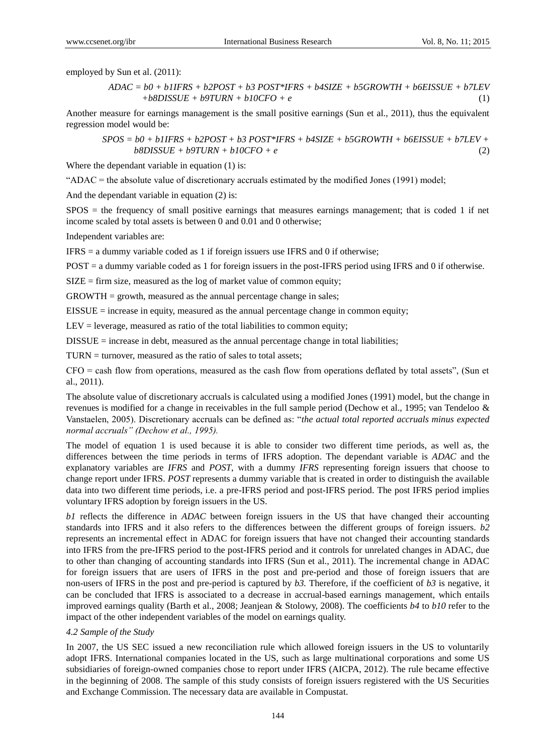employed by Sun et al. (2011):

$$ADAC = b0 + b1IFRS + b2POST + b3\ POST*IFRS + b4SIZE + b5GROWTH + b6EISSUE + b7LEV + b8DISSUE + b9TURN + b10CFO + e \quad (1)$$

Another measure for earnings management is the small positive earnings (Sun et al., 2011), thus the equivalent regression model would be:

$$SPOS = b0 + b1IFRS + b2POST + b3\ POST*IFRS + b4SIZE + b5GROWTH + b6EISSUE + b7LEV + b8DISSUE + b9TURN + b10CFO + e \quad (2)$$

Where the dependant variable in equation (1) is:

"ADAC = the absolute value of discretionary accruals estimated by the modified Jones (1991) model;

And the dependant variable in equation (2) is:

SPOS = the frequency of small positive earnings that measures earnings management; that is coded 1 if net income scaled by total assets is between 0 and 0.01 and 0 otherwise;

Independent variables are:

IFRS = a dummy variable coded as 1 if foreign issuers use IFRS and 0 if otherwise;

POST = a dummy variable coded as 1 for foreign issuers in the post-IFRS period using IFRS and 0 if otherwise.

SIZE = firm size, measured as the log of market value of common equity;

GROWTH = growth, measured as the annual percentage change in sales;

EISSUE = increase in equity, measured as the annual percentage change in common equity;

LEV = leverage, measured as ratio of the total liabilities to common equity;

DISSUE = increase in debt, measured as the annual percentage change in total liabilities;

TURN = turnover, measured as the ratio of sales to total assets;

CFO = cash flow from operations, measured as the cash flow from operations deflated by total assets", (Sun et al., 2011).

The absolute value of discretionary accruals is calculated using a modified Jones (1991) model, but the change in revenues is modified for a change in receivables in the full sample period (Dechow et al., 1995; van Tendeloo & Vanstaelen, 2005). Discretionary accruals can be defined as: "*the actual total reported accruals minus expected normal accruals" (Dechow et al., 1995).*

The model of equation 1 is used because it is able to consider two different time periods, as well as, the differences between the time periods in terms of IFRS adoption. The dependant variable is *ADAC* and the explanatory variables are *IFRS* and *POST*, with a dummy *IFRS* representing foreign issuers that choose to change report under IFRS. *POST* represents a dummy variable that is created in order to distinguish the available data into two different time periods, i.e. a pre-IFRS period and post-IFRS period. The post IFRS period implies voluntary IFRS adoption by foreign issuers in the US.

*b1* reflects the difference in *ADAC* between foreign issuers in the US that have changed their accounting standards into IFRS and it also refers to the differences between the different groups of foreign issuers. *b2* represents an incremental effect in ADAC for foreign issuers that have not changed their accounting standards into IFRS from the pre-IFRS period to the post-IFRS period and it controls for unrelated changes in ADAC, due to other than changing of accounting standards into IFRS (Sun et al., 2011). The incremental change in ADAC for foreign issuers that are users of IFRS in the post and pre-period and those of foreign issuers that are non-users of IFRS in the post and pre-period is captured by *b3.* Therefore, if the coefficient of *b3* is negative, it can be concluded that IFRS is associated to a decrease in accrual-based earnings management, which entails improved earnings quality (Barth et al., 2008; Jeanjean & Stolowy, 2008). The coefficients *b4* to *b10* refer to the impact of the other independent variables of the model on earnings quality.

### *4.2 Sample of the Study*

In 2007, the US SEC issued a new reconciliation rule which allowed foreign issuers in the US to voluntarily adopt IFRS. International companies located in the US, such as large multinational corporations and some US subsidiaries of foreign-owned companies chose to report under IFRS (AICPA, 2012). The rule became effective in the beginning of 2008. The sample of this study consists of foreign issuers registered with the US Securities and Exchange Commission. The necessary data are available in Compustat.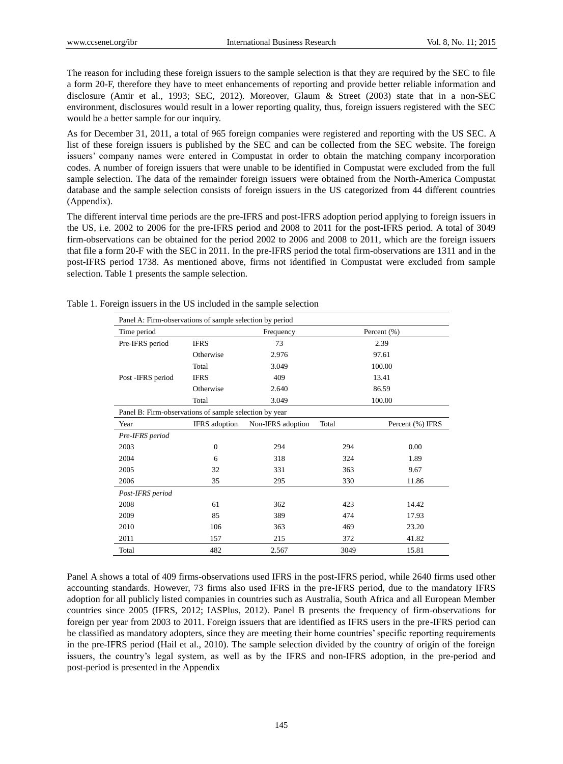The reason for including these foreign issuers to the sample selection is that they are required by the SEC to file a form 20-F, therefore they have to meet enhancements of reporting and provide better reliable information and disclosure (Amir et al., 1993; SEC, 2012). Moreover, Glaum & Street (2003) state that in a non-SEC environment, disclosures would result in a lower reporting quality, thus, foreign issuers registered with the SEC would be a better sample for our inquiry.

As for December 31, 2011, a total of 965 foreign companies were registered and reporting with the US SEC. A list of these foreign issuers is published by the SEC and can be collected from the SEC website. The foreign issuers' company names were entered in Compustat in order to obtain the matching company incorporation codes. A number of foreign issuers that were unable to be identified in Compustat were excluded from the full sample selection. The data of the remainder foreign issuers were obtained from the North-America Compustat database and the sample selection consists of foreign issuers in the US categorized from 44 different countries (Appendix).

The different interval time periods are the pre-IFRS and post-IFRS adoption period applying to foreign issuers in the US, i.e. 2002 to 2006 for the pre-IFRS period and 2008 to 2011 for the post-IFRS period. A total of 3049 firm-observations can be obtained for the period 2002 to 2006 and 2008 to 2011, which are the foreign issuers that file a form 20-F with the SEC in 2011. In the pre-IFRS period the total firm-observations are 1311 and in the post-IFRS period 1738. As mentioned above, firms not identified in Compustat were excluded from sample selection. Table 1 presents the sample selection.

Table 1. Foreign issuers in the US included in the sample selection

| Panel A: Firm-observations of sample selection by period | | | |
|---|---|---|---|
| Time period | | Frequency | Percent (%) |
| Pre-IFRS period | IFRS | 73 | 2.39 |
| | Otherwise | 2.976 | 97.61 |
| | Total | 3.049 | 100.00 |
| Post -IFRS period | IFRS | 409 | 13.41 |
| | Otherwise | 2.640 | 86.59 |
| | Total | 3.049 | 100.00 |

| Panel B: Firm-observations of sample selection by year | | | | |
|---|---|---|---|---|
| Year | IFRS adoption | Non-IFRS adoption | Total | Percent (%) IFRS |
| *Pre-IFRS period* | | | | |
| 2003 | 0 | 294 | 294 | 0.00 |
| 2004 | 6 | 318 | 324 | 1.89 |
| 2005 | 32 | 331 | 363 | 9.67 |
| 2006 | 35 | 295 | 330 | 11.86 |
| *Post-IFRS period* | | | | |
| 2008 | 61 | 362 | 423 | 14.42 |
| 2009 | 85 | 389 | 474 | 17.93 |
| 2010 | 106 | 363 | 469 | 23.20 |
| 2011 | 157 | 215 | 372 | 41.82 |
| Total | 482 | 2.567 | 3049 | 15.81 |

Panel A shows a total of 409 firms-observations used IFRS in the post-IFRS period, while 2640 firms used other accounting standards. However, 73 firms also used IFRS in the pre-IFRS period, due to the mandatory IFRS adoption for all publicly listed companies in countries such as Australia, South Africa and all European Member countries since 2005 (IFRS, 2012; IASPlus, 2012). Panel B presents the frequency of firm-observations for foreign per year from 2003 to 2011. Foreign issuers that are identified as IFRS users in the pre-IFRS period can be classified as mandatory adopters, since they are meeting their home countries' specific reporting requirements in the pre-IFRS period (Hail et al., 2010). The sample selection divided by the country of origin of the foreign issuers, the country's legal system, as well as by the IFRS and non-IFRS adoption, in the pre-period and post-period is presented in the Appendix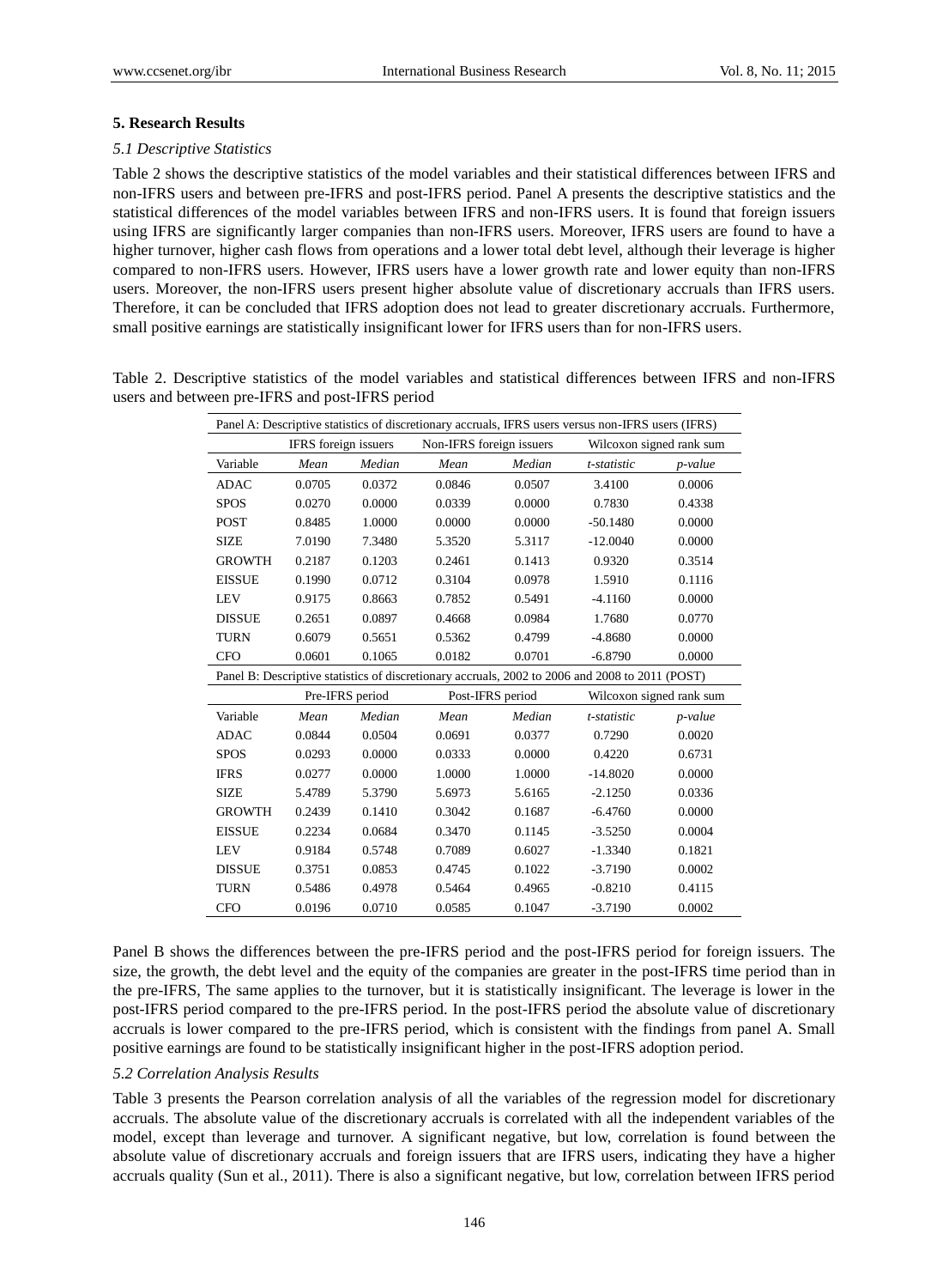## 5. Research Results

### *5.1 Descriptive Statistics*

Table 2 shows the descriptive statistics of the model variables and their statistical differences between IFRS and non-IFRS users and between pre-IFRS and post-IFRS period. Panel A presents the descriptive statistics and the statistical differences of the model variables between IFRS and non-IFRS users. It is found that foreign issuers using IFRS are significantly larger companies than non-IFRS users. Moreover, IFRS users are found to have a higher turnover, higher cash flows from operations and a lower total debt level, although their leverage is higher compared to non-IFRS users. However, IFRS users have a lower growth rate and lower equity than non-IFRS users. Moreover, the non-IFRS users present higher absolute value of discretionary accruals than IFRS users. Therefore, it can be concluded that IFRS adoption does not lead to greater discretionary accruals. Furthermore, small positive earnings are statistically insignificant lower for IFRS users than for non-IFRS users.

Table 2. Descriptive statistics of the model variables and statistical differences between IFRS and non-IFRS users and between pre-IFRS and post-IFRS period

| Panel A: Descriptive statistics of discretionary accruals, IFRS users versus non-IFRS users (IFRS) | | | | | | |
|---|---|---|---|---|---|---|
| | IFRS foreign issuers | | Non-IFRS foreign issuers | | Wilcoxon signed rank sum | |
| Variable | *Mean* | *Median* | *Mean* | *Median* | *t-statistic* | *p-value* |
| ADAC | 0.0705 | 0.0372 | 0.0846 | 0.0507 | 3.4100 | 0.0006 |
| SPOS | 0.0270 | 0.0000 | 0.0339 | 0.0000 | 0.7830 | 0.4338 |
| POST | 0.8485 | 1.0000 | 0.0000 | 0.0000 | -50.1480 | 0.0000 |
| SIZE | 7.0190 | 7.3480 | 5.3520 | 5.3117 | -12.0040 | 0.0000 |
| GROWTH | 0.2187 | 0.1203 | 0.2461 | 0.1413 | 0.9320 | 0.3514 |
| EISSUE | 0.1990 | 0.0712 | 0.3104 | 0.0978 | 1.5910 | 0.1116 |
| LEV | 0.9175 | 0.8663 | 0.7852 | 0.5491 | -4.1160 | 0.0000 |
| DISSUE | 0.2651 | 0.0897 | 0.4668 | 0.0984 | 1.7680 | 0.0770 |
| TURN | 0.6079 | 0.5651 | 0.5362 | 0.4799 | -4.8680 | 0.0000 |
| CFO | 0.0601 | 0.1065 | 0.0182 | 0.0701 | -6.8790 | 0.0000 |
| Panel B: Descriptive statistics of discretionary accruals, 2002 to 2006 and 2008 to 2011 (POST) | | | | | | |
| | Pre-IFRS period | | Post-IFRS period | | Wilcoxon signed rank sum | |
| Variable | *Mean* | *Median* | *Mean* | *Median* | *t-statistic* | *p-value* |
| ADAC | 0.0844 | 0.0504 | 0.0691 | 0.0377 | 0.7290 | 0.0020 |
| SPOS | 0.0293 | 0.0000 | 0.0333 | 0.0000 | 0.4220 | 0.6731 |
| IFRS | 0.0277 | 0.0000 | 1.0000 | 1.0000 | -14.8020 | 0.0000 |
| SIZE | 5.4789 | 5.3790 | 5.6973 | 5.6165 | -2.1250 | 0.0336 |
| GROWTH | 0.2439 | 0.1410 | 0.3042 | 0.1687 | -6.4760 | 0.0000 |
| EISSUE | 0.2234 | 0.0684 | 0.3470 | 0.1145 | -3.5250 | 0.0004 |
| LEV | 0.9184 | 0.5748 | 0.7089 | 0.6027 | -1.3340 | 0.1821 |
| DISSUE | 0.3751 | 0.0853 | 0.4745 | 0.1022 | -3.7190 | 0.0002 |
| TURN | 0.5486 | 0.4978 | 0.5464 | 0.4965 | -0.8210 | 0.4115 |
| CFO | 0.0196 | 0.0710 | 0.0585 | 0.1047 | -3.7190 | 0.0002 |

Panel B shows the differences between the pre-IFRS period and the post-IFRS period for foreign issuers. The size, the growth, the debt level and the equity of the companies are greater in the post-IFRS time period than in the pre-IFRS, The same applies to the turnover, but it is statistically insignificant. The leverage is lower in the post-IFRS period compared to the pre-IFRS period. In the post-IFRS period the absolute value of discretionary accruals is lower compared to the pre-IFRS period, which is consistent with the findings from panel A. Small positive earnings are found to be statistically insignificant higher in the post-IFRS adoption period.

### *5.2 Correlation Analysis Results*

Table 3 presents the Pearson correlation analysis of all the variables of the regression model for discretionary accruals. The absolute value of the discretionary accruals is correlated with all the independent variables of the model, except than leverage and turnover. A significant negative, but low, correlation is found between the absolute value of discretionary accruals and foreign issuers that are IFRS users, indicating they have a higher accruals quality (Sun et al., 2011). There is also a significant negative, but low, correlation between IFRS period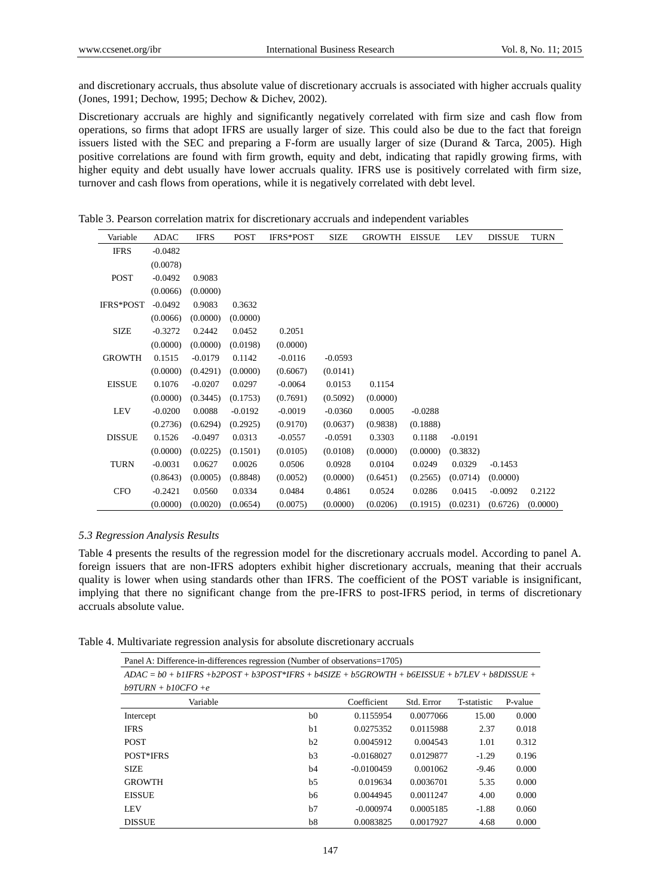and discretionary accruals, thus absolute value of discretionary accruals is associated with higher accruals quality (Jones, 1991; Dechow, 1995; Dechow & Dichev, 2002).

Discretionary accruals are highly and significantly negatively correlated with firm size and cash flow from operations, so firms that adopt IFRS are usually larger of size. This could also be due to the fact that foreign issuers listed with the SEC and preparing a F-form are usually larger of size (Durand & Tarca, 2005). High positive correlations are found with firm growth, equity and debt, indicating that rapidly growing firms, with higher equity and debt usually have lower accruals quality. IFRS use is positively correlated with firm size, turnover and cash flows from operations, while it is negatively correlated with debt level.

Table 3. Pearson correlation matrix for discretionary accruals and independent variables

| Variable | ADAC | IFRS | POST | IFRS*POST | SIZE | GROWTH | EISSUE | LEV | DISSUE | TURN |
|---|---|---|---|---|---|---|---|---|---|---|
| IFRS | -0.0482 | | | | | | | | | |
| | (0.0078) | | | | | | | | | |
| POST | -0.0492 | 0.9083 | | | | | | | | |
| | (0.0066) | (0.0000) | | | | | | | | |
| IFRS*POST | -0.0492 | 0.9083 | 0.3632 | | | | | | | |
| | (0.0066) | (0.0000) | (0.0000) | | | | | | | |
| SIZE | -0.3272 | 0.2442 | 0.0452 | 0.2051 | | | | | | |
| | (0.0000) | (0.0000) | (0.0198) | (0.0000) | | | | | | |
| GROWTH | 0.1515 | -0.0179 | 0.1142 | -0.0116 | -0.0593 | | | | | |
| | (0.0000) | (0.4291) | (0.0000) | (0.6067) | (0.0141) | | | | | |
| EISSUE | 0.1076 | -0.0207 | 0.0297 | -0.0064 | 0.0153 | 0.1154 | | | | |
| | (0.0000) | (0.3445) | (0.1753) | (0.7691) | (0.5092) | (0.0000) | | | | |
| LEV | -0.0200 | 0.0088 | -0.0192 | -0.0019 | -0.0360 | 0.0005 | -0.0288 | | | |
| | (0.2736) | (0.6294) | (0.2925) | (0.9170) | (0.0637) | (0.9838) | (0.1888) | | | |
| DISSUE | 0.1526 | -0.0497 | 0.0313 | -0.0557 | -0.0591 | 0.3303 | 0.1188 | -0.0191 | | |
| | (0.0000) | (0.0225) | (0.1501) | (0.0105) | (0.0108) | (0.0000) | (0.0000) | (0.3832) | | |
| TURN | -0.0031 | 0.0627 | 0.0026 | 0.0506 | 0.0928 | 0.0104 | 0.0249 | 0.0329 | -0.1453 | |
| | (0.8643) | (0.0005) | (0.8848) | (0.0052) | (0.0000) | (0.6451) | (0.2565) | (0.0714) | (0.0000) | |
| CFO | -0.2421 | 0.0560 | 0.0334 | 0.0484 | 0.4861 | 0.0524 | 0.0286 | 0.0415 | -0.0092 | 0.2122 |
| | (0.0000) | (0.0020) | (0.0654) | (0.0075) | (0.0000) | (0.0206) | (0.1915) | (0.0231) | (0.6726) | (0.0000) |

### *5.3 Regression Analysis Results*

Table 4 presents the results of the regression model for the discretionary accruals model. According to panel A. foreign issuers that are non-IFRS adopters exhibit higher discretionary accruals, meaning that their accruals quality is lower when using standards other than IFRS. The coefficient of the POST variable is insignificant, implying that there no significant change from the pre-IFRS to post-IFRS period, in terms of discretionary accruals absolute value.

Table 4. Multivariate regression analysis for absolute discretionary accruals

| Panel A: Difference-in-differences regression (Number of observations=1705) | | | | | |
|---|---|---|---|---|---|
| *ADAC = b0 + b1IFRS +b2POST + b3POST\*IFRS + b4SIZE + b5GROWTH + b6EISSUE + b7LEV + b8DISSUE + b9TURN + b10CFO +e* | | | | | |
| Variable | | Coefficient | Std. Error | T-statistic | P-value |
| Intercept | b0 | 0.1155954 | 0.0077066 | 15.00 | 0.000 |
| IFRS | b1 | 0.0275352 | 0.0115988 | 2.37 | 0.018 |
| POST | b2 | 0.0045912 | 0.004543 | 1.01 | 0.312 |
| POST*IFRS | b3 | -0.0168027 | 0.0129877 | -1.29 | 0.196 |
| SIZE | b4 | -0.0100459 | 0.001062 | -9.46 | 0.000 |
| GROWTH | b5 | 0.019634 | 0.0036701 | 5.35 | 0.000 |
| EISSUE | b6 | 0.0044945 | 0.0011247 | 4.00 | 0.000 |
| LEV | b7 | -0.000974 | 0.0005185 | -1.88 | 0.060 |
| DISSUE | b8 | 0.0083825 | 0.0017927 | 4.68 | 0.000 |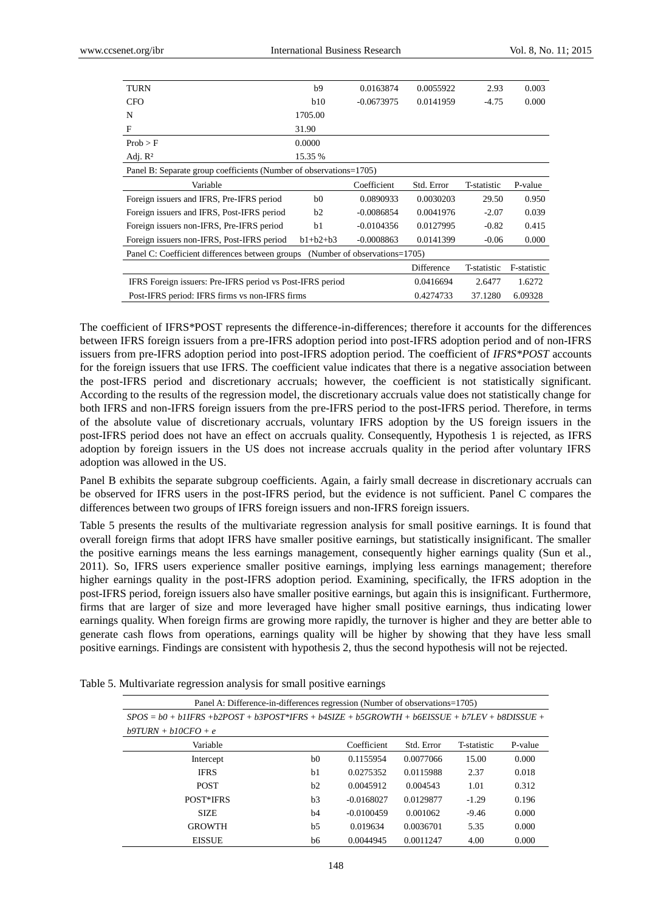| | | | | | |
|---|---|---|---|---|---|
| TURN | b9 | 0.0163874 | 0.0055922 | 2.93 | 0.003 |
| CFO | b10 | -0.0673975 | 0.0141959 | -4.75 | 0.000 |
| N | 1705.00 | | | | |
| F | 31.90 | | | | |
| Prob > F | 0.0000 | | | | |
| Adj. R² | 15.35 % | | | | |
| Panel B: Separate group coefficients (Number of observations=1705) | | | | | |
| Variable | | Coefficient | Std. Error | T-statistic | P-value |
| Foreign issuers and IFRS, Pre-IFRS period | b0 | 0.0890933 | 0.0030203 | 29.50 | 0.950 |
| Foreign issuers and IFRS, Post-IFRS period | b2 | -0.0086854 | 0.0041976 | -2.07 | 0.039 |
| Foreign issuers non-IFRS, Pre-IFRS period | b1 | -0.0104356 | 0.0127995 | -0.82 | 0.415 |
| Foreign issuers non-IFRS, Post-IFRS period | b1+b2+b3 | -0.0008863 | 0.0141399 | -0.06 | 0.000 |
| Panel C: Coefficient differences between groups (Number of observations=1705) | | | | | |
| | | | Difference | T-statistic | F-statistic |
| IFRS Foreign issuers: Pre-IFRS period vs Post-IFRS period | | | 0.0416694 | 2.6477 | 1.6272 |
| Post-IFRS period: IFRS firms vs non-IFRS firms | | | 0.4274733 | 37.1280 | 6.09328 |

The coefficient of IFRS*POST represents the difference-in-differences; therefore it accounts for the differences between IFRS foreign issuers from a pre-IFRS adoption period into post-IFRS adoption period and of non-IFRS issuers from pre-IFRS adoption period into post-IFRS adoption period. The coefficient of *IFRS*POST* accounts for the foreign issuers that use IFRS. The coefficient value indicates that there is a negative association between the post-IFRS period and discretionary accruals; however, the coefficient is not statistically significant. According to the results of the regression model, the discretionary accruals value does not statistically change for both IFRS and non-IFRS foreign issuers from the pre-IFRS period to the post-IFRS period. Therefore, in terms of the absolute value of discretionary accruals, voluntary IFRS adoption by the US foreign issuers in the post-IFRS period does not have an effect on accruals quality. Consequently, Hypothesis 1 is rejected, as IFRS adoption by foreign issuers in the US does not increase accruals quality in the period after voluntary IFRS adoption was allowed in the US.

Panel B exhibits the separate subgroup coefficients. Again, a fairly small decrease in discretionary accruals can be observed for IFRS users in the post-IFRS period, but the evidence is not sufficient. Panel C compares the differences between two groups of IFRS foreign issuers and non-IFRS foreign issuers.

Table 5 presents the results of the multivariate regression analysis for small positive earnings. It is found that overall foreign firms that adopt IFRS have smaller positive earnings, but statistically insignificant. The smaller the positive earnings means the less earnings management, consequently higher earnings quality (Sun et al., 2011). So, IFRS users experience smaller positive earnings, implying less earnings management; therefore higher earnings quality in the post-IFRS adoption period. Examining, specifically, the IFRS adoption in the post-IFRS period, foreign issuers also have smaller positive earnings, but again this is insignificant. Furthermore, firms that are larger of size and more leveraged have higher small positive earnings, thus indicating lower earnings quality. When foreign firms are growing more rapidly, the turnover is higher and they are better able to generate cash flows from operations, earnings quality will be higher by showing that they have less small positive earnings. Findings are consistent with hypothesis 2, thus the second hypothesis will not be rejected.

Table 5. Multivariate regression analysis for small positive earnings

| | | | | | |
|---|---|---|---|---|---|
| Panel A: Difference-in-differences regression (Number of observations=1705) | | | | | |
| *SPOS = b0 + b1IFRS +b2POST + b3POST*IFRS + b4SIZE + b5GROWTH + b6EISSUE + b7LEV + b8DISSUE + b9TURN + b10CFO + e* | | | | | |
| Variable | | Coefficient | Std. Error | T-statistic | P-value |
| Intercept | b0 | 0.1155954 | 0.0077066 | 15.00 | 0.000 |
| IFRS | b1 | 0.0275352 | 0.0115988 | 2.37 | 0.018 |
| POST | b2 | 0.0045912 | 0.004543 | 1.01 | 0.312 |
| POST*IFRS | b3 | -0.0168027 | 0.0129877 | -1.29 | 0.196 |
| SIZE | b4 | -0.0100459 | 0.001062 | -9.46 | 0.000 |
| GROWTH | b5 | 0.019634 | 0.0036701 | 5.35 | 0.000 |
| EISSUE | b6 | 0.0044945 | 0.0011247 | 4.00 | 0.000 |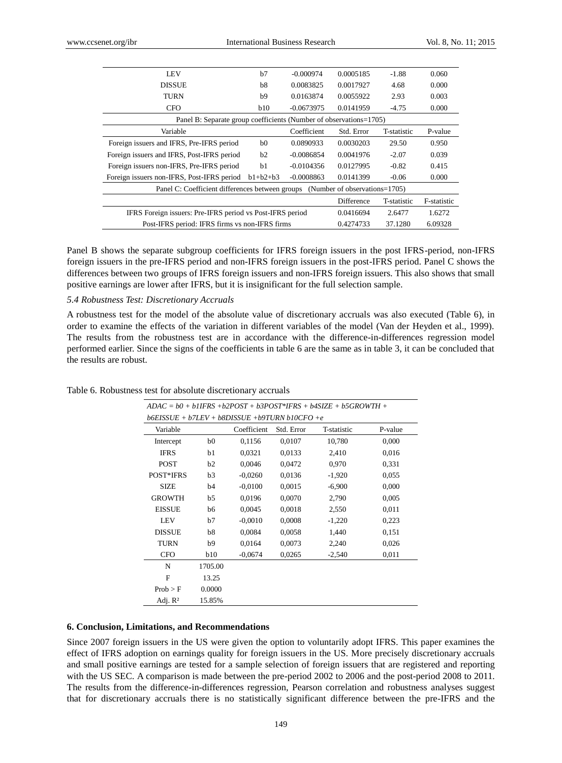| | | | | | |
|---|---|---|---|---|---|
| LEV | b7 | -0.000974 | 0.0005185 | -1.88 | 0.060 |
| DISSUE | b8 | 0.0083825 | 0.0017927 | 4.68 | 0.000 |
| TURN | b9 | 0.0163874 | 0.0055922 | 2.93 | 0.003 |
| CFO | b10 | -0.0673975 | 0.0141959 | -4.75 | 0.000 |
| Panel B: Separate group coefficients (Number of observations=1705) | | | | | |
| Variable | | Coefficient | Std. Error | T-statistic | P-value |
| Foreign issuers and IFRS, Pre-IFRS period | b0 | 0.0890933 | 0.0030203 | 29.50 | 0.950 |
| Foreign issuers and IFRS, Post-IFRS period | b2 | -0.0086854 | 0.0041976 | -2.07 | 0.039 |
| Foreign issuers non-IFRS, Pre-IFRS period | b1 | -0.0104356 | 0.0127995 | -0.82 | 0.415 |
| Foreign issuers non-IFRS, Post-IFRS period | b1+b2+b3 | -0.0008863 | 0.0141399 | -0.06 | 0.000 |
| Panel C: Coefficient differences between groups (Number of observations=1705) | | | | | |
| | | | Difference | T-statistic | F-statistic |
| IFRS Foreign issuers: Pre-IFRS period vs Post-IFRS period | | | 0.0416694 | 2.6477 | 1.6272 |
| Post-IFRS period: IFRS firms vs non-IFRS firms | | | 0.4274733 | 37.1280 | 6.09328 |

Panel B shows the separate subgroup coefficients for IFRS foreign issuers in the post IFRS-period, non-IFRS foreign issuers in the pre-IFRS period and non-IFRS foreign issuers in the post-IFRS period. Panel C shows the differences between two groups of IFRS foreign issuers and non-IFRS foreign issuers. This also shows that small positive earnings are lower after IFRS, but it is insignificant for the full selection sample.

### *5.4 Robustness Test: Discretionary Accruals*

A robustness test for the model of the absolute value of discretionary accruals was also executed (Table 6), in order to examine the effects of the variation in different variables of the model (Van der Heyden et al., 1999). The results from the robustness test are in accordance with the difference-in-differences regression model performed earlier. Since the signs of the coefficients in table 6 are the same as in table 3, it can be concluded that the results are robust.

Table 6. Robustness test for absolute discretionary accruals

*ADAC = b0 + b1IFRS +b2POST + b3POST\*IFRS + b4SIZE + b5GROWTH + b6EISSUE + b7LEV + b8DISSUE +b9TURN b10CFO +e*

| Variable | | Coefficient | Std. Error | T-statistic | P-value |
|---|---|---|---|---|---|
| Intercept | b0 | 0,1156 | 0,0107 | 10,780 | 0,000 |
| IFRS | b1 | 0,0321 | 0,0133 | 2,410 | 0,016 |
| POST | b2 | 0,0046 | 0,0472 | 0,970 | 0,331 |
| POST*IFRS | b3 | -0,0260 | 0,0136 | -1,920 | 0,055 |
| SIZE | b4 | -0,0100 | 0,0015 | -6,900 | 0,000 |
| GROWTH | b5 | 0,0196 | 0,0070 | 2,790 | 0,005 |
| EISSUE | b6 | 0,0045 | 0,0018 | 2,550 | 0,011 |
| LEV | b7 | -0,0010 | 0,0008 | -1,220 | 0,223 |
| DISSUE | b8 | 0,0084 | 0,0058 | 1,440 | 0,151 |
| TURN | b9 | 0,0164 | 0,0073 | 2,240 | 0,026 |
| CFO | b10 | -0,0674 | 0,0265 | -2,540 | 0,011 |
| N | 1705.00 | | | | |
| F | 13.25 | | | | |
| Prob > F | 0.0000 | | | | |
| Adj. $R^2$ | 15.85% | | | | |

## 6. Conclusion, Limitations, and Recommendations

Since 2007 foreign issuers in the US were given the option to voluntarily adopt IFRS. This paper examines the effect of IFRS adoption on earnings quality for foreign issuers in the US. More precisely discretionary accruals and small positive earnings are tested for a sample selection of foreign issuers that are registered and reporting with the US SEC. A comparison is made between the pre-period 2002 to 2006 and the post-period 2008 to 2011. The results from the difference-in-differences regression, Pearson correlation and robustness analyses suggest that for discretionary accruals there is no statistically significant difference between the pre-IFRS and the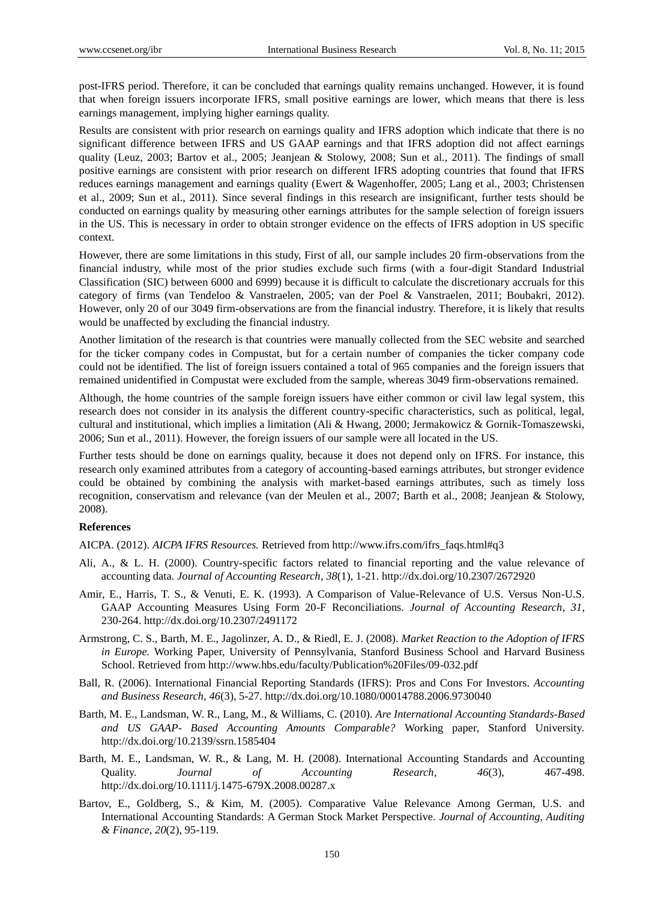post-IFRS period. Therefore, it can be concluded that earnings quality remains unchanged. However, it is found that when foreign issuers incorporate IFRS, small positive earnings are lower, which means that there is less earnings management, implying higher earnings quality.

Results are consistent with prior research on earnings quality and IFRS adoption which indicate that there is no significant difference between IFRS and US GAAP earnings and that IFRS adoption did not affect earnings quality (Leuz, 2003; Bartov et al., 2005; Jeanjean & Stolowy, 2008; Sun et al., 2011). The findings of small positive earnings are consistent with prior research on different IFRS adopting countries that found that IFRS reduces earnings management and earnings quality (Ewert & Wagenhoffer, 2005; Lang et al., 2003; Christensen et al., 2009; Sun et al., 2011). Since several findings in this research are insignificant, further tests should be conducted on earnings quality by measuring other earnings attributes for the sample selection of foreign issuers in the US. This is necessary in order to obtain stronger evidence on the effects of IFRS adoption in US specific context.

However, there are some limitations in this study, First of all, our sample includes 20 firm-observations from the financial industry, while most of the prior studies exclude such firms (with a four-digit Standard Industrial Classification (SIC) between 6000 and 6999) because it is difficult to calculate the discretionary accruals for this category of firms (van Tendeloo & Vanstraelen, 2005; van der Poel & Vanstraelen, 2011; Boubakri, 2012). However, only 20 of our 3049 firm-observations are from the financial industry. Therefore, it is likely that results would be unaffected by excluding the financial industry.

Another limitation of the research is that countries were manually collected from the SEC website and searched for the ticker company codes in Compustat, but for a certain number of companies the ticker company code could not be identified. The list of foreign issuers contained a total of 965 companies and the foreign issuers that remained unidentified in Compustat were excluded from the sample, whereas 3049 firm-observations remained.

Although, the home countries of the sample foreign issuers have either common or civil law legal system, this research does not consider in its analysis the different country-specific characteristics, such as political, legal, cultural and institutional, which implies a limitation (Ali & Hwang, 2000; Jermakowicz & Gornik-Tomaszewski, 2006; Sun et al., 2011). However, the foreign issuers of our sample were all located in the US.

Further tests should be done on earnings quality, because it does not depend only on IFRS. For instance, this research only examined attributes from a category of accounting-based earnings attributes, but stronger evidence could be obtained by combining the analysis with market-based earnings attributes, such as timely loss recognition, conservatism and relevance (van der Meulen et al., 2007; Barth et al., 2008; Jeanjean & Stolowy, 2008).

**References**

AICPA. (2012). *AICPA IFRS Resources.* Retrieved from http://www.ifrs.com/ifrs_faqs.html#q3

Ali, A., & L. H. (2000). Country-specific factors related to financial reporting and the value relevance of accounting data. *Journal of Accounting Research*, *38*(1), 1-21. http://dx.doi.org/10.2307/2672920

Amir, E., Harris, T. S., & Venuti, E. K. (1993). A Comparison of Value-Relevance of U.S. Versus Non-U.S. GAAP Accounting Measures Using Form 20-F Reconciliations. *Journal of Accounting Research*, *31*, 230-264. http://dx.doi.org/10.2307/2491172

Armstrong, C. S., Barth, M. E., Jagolinzer, A. D., & Riedl, E. J. (2008). *Market Reaction to the Adoption of IFRS in Europe.* Working Paper, University of Pennsylvania, Stanford Business School and Harvard Business School. Retrieved from http://www.hbs.edu/faculty/Publication%20Files/09-032.pdf

Ball, R. (2006). International Financial Reporting Standards (IFRS): Pros and Cons For Investors. *Accounting and Business Research*, *46*(3), 5-27. http://dx.doi.org/10.1080/00014788.2006.9730040

Barth, M. E., Landsman, W. R., Lang, M., & Williams, C. (2010). *Are International Accounting Standards-Based and US GAAP- Based Accounting Amounts Comparable?* Working paper, Stanford University. http://dx.doi.org/10.2139/ssrn.1585404

Barth, M. E., Landsman, W. R., & Lang, M. H. (2008). International Accounting Standards and Accounting Quality. *Journal of Accounting Research*, *46*(3), 467-498. http://dx.doi.org/10.1111/j.1475-679X.2008.00287.x

Bartov, E., Goldberg, S., & Kim, M. (2005). Comparative Value Relevance Among German, U.S. and International Accounting Standards: A German Stock Market Perspective. *Journal of Accounting, Auditing & Finance*, *20*(2), 95-119.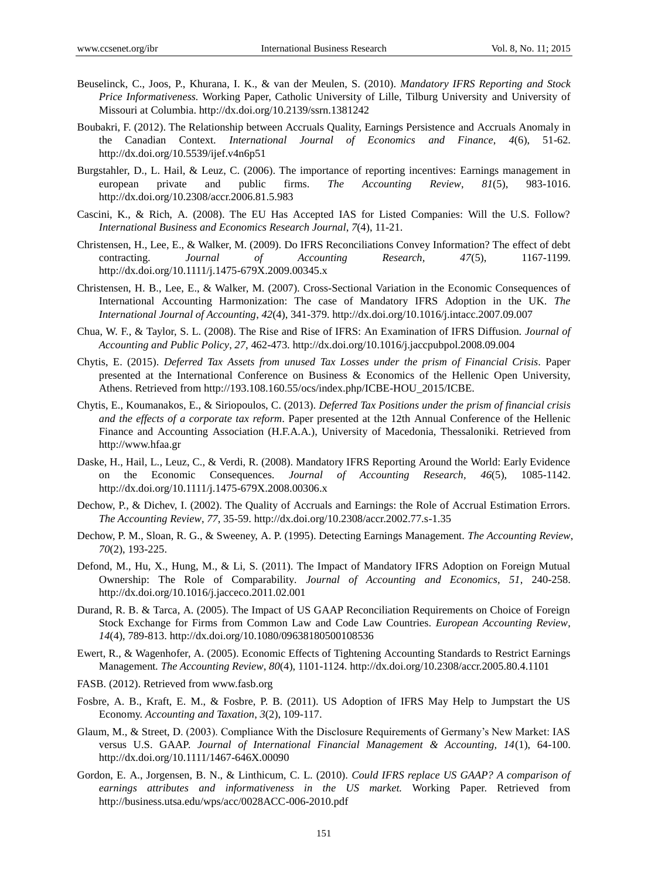Beuselinck, C., Joos, P., Khurana, I. K., & van der Meulen, S. (2010). *Mandatory IFRS Reporting and Stock Price Informativeness.* Working Paper, Catholic University of Lille, Tilburg University and University of Missouri at Columbia. http://dx.doi.org/10.2139/ssrn.1381242

Boubakri, F. (2012). The Relationship between Accruals Quality, Earnings Persistence and Accruals Anomaly in the Canadian Context. *International Journal of Economics and Finance*, *4*(6), 51-62. http://dx.doi.org/10.5539/ijef.v4n6p51

Burgstahler, D., L. Hail, & Leuz, C. (2006). The importance of reporting incentives: Earnings management in european private and public firms. *The Accounting Review*, *81*(5), 983-1016. http://dx.doi.org/10.2308/accr.2006.81.5.983

Cascini, K., & Rich, A. (2008). The EU Has Accepted IAS for Listed Companies: Will the U.S. Follow? *International Business and Economics Research Journal*, *7*(4), 11-21.

Christensen, H., Lee, E., & Walker, M. (2009). Do IFRS Reconciliations Convey Information? The effect of debt contracting. *Journal of Accounting Research, 47*(5), 1167-1199. http://dx.doi.org/10.1111/j.1475-679X.2009.00345.x

Christensen, H. B., Lee, E., & Walker, M. (2007). Cross-Sectional Variation in the Economic Consequences of International Accounting Harmonization: The case of Mandatory IFRS Adoption in the UK. *The International Journal of Accounting*, *42*(4), 341-379. http://dx.doi.org/10.1016/j.intacc.2007.09.007

Chua, W. F., & Taylor, S. L. (2008). The Rise and Rise of IFRS: An Examination of IFRS Diffusion. *Journal of Accounting and Public Policy*, *27*, 462-473. http://dx.doi.org/10.1016/j.jaccpubpol.2008.09.004

Chytis, E. (2015). *Deferred Tax Assets from unused Tax Losses under the prism of Financial Crisis*. Paper presented at the International Conference on Business & Economics of the Hellenic Open University, Athens. Retrieved from http://193.108.160.55/ocs/index.php/ICBE-HOU_2015/ICBE.

Chytis, E., Koumanakos, E., & Siriopoulos, C. (2013). *Deferred Tax Positions under the prism of financial crisis and the effects of a corporate tax reform*. Paper presented at the 12th Annual Conference of the Hellenic Finance and Accounting Association (H.F.A.A.), University of Macedonia, Thessaloniki. Retrieved from http://www.hfaa.gr

Daske, H., Hail, L., Leuz, C., & Verdi, R. (2008). Mandatory IFRS Reporting Around the World: Early Evidence on the Economic Consequences. *Journal of Accounting Research*, *46*(5), 1085-1142. http://dx.doi.org/10.1111/j.1475-679X.2008.00306.x

Dechow, P., & Dichev, I. (2002). The Quality of Accruals and Earnings: the Role of Accrual Estimation Errors. *The Accounting Review*, *77*, 35-59. http://dx.doi.org/10.2308/accr.2002.77.s-1.35

Dechow, P. M., Sloan, R. G., & Sweeney, A. P. (1995). Detecting Earnings Management. *The Accounting Review*, *70*(2), 193-225.

Defond, M., Hu, X., Hung, M., & Li, S. (2011). The Impact of Mandatory IFRS Adoption on Foreign Mutual Ownership: The Role of Comparability. *Journal of Accounting and Economics*, *51*, 240-258. http://dx.doi.org/10.1016/j.jacceco.2011.02.001

Durand, R. B. & Tarca, A. (2005). The Impact of US GAAP Reconciliation Requirements on Choice of Foreign Stock Exchange for Firms from Common Law and Code Law Countries. *European Accounting Review*, *14*(4), 789-813. http://dx.doi.org/10.1080/09638180500108536

Ewert, R., & Wagenhofer, A. (2005). Economic Effects of Tightening Accounting Standards to Restrict Earnings Management. *The Accounting Review*, *80*(4), 1101-1124. http://dx.doi.org/10.2308/accr.2005.80.4.1101

FASB. (2012). Retrieved from www.fasb.org

Fosbre, A. B., Kraft, E. M., & Fosbre, P. B. (2011). US Adoption of IFRS May Help to Jumpstart the US Economy. *Accounting and Taxation*, *3*(2), 109-117.

Glaum, M., & Street, D. (2003). Compliance With the Disclosure Requirements of Germany's New Market: IAS versus U.S. GAAP. *Journal of International Financial Management & Accounting*, *14*(1), 64-100. http://dx.doi.org/10.1111/1467-646X.00090

Gordon, E. A., Jorgensen, B. N., & Linthicum, C. L. (2010). *Could IFRS replace US GAAP? A comparison of earnings attributes and informativeness in the US market.* Working Paper. Retrieved from http://business.utsa.edu/wps/acc/0028ACC-006-2010.pdf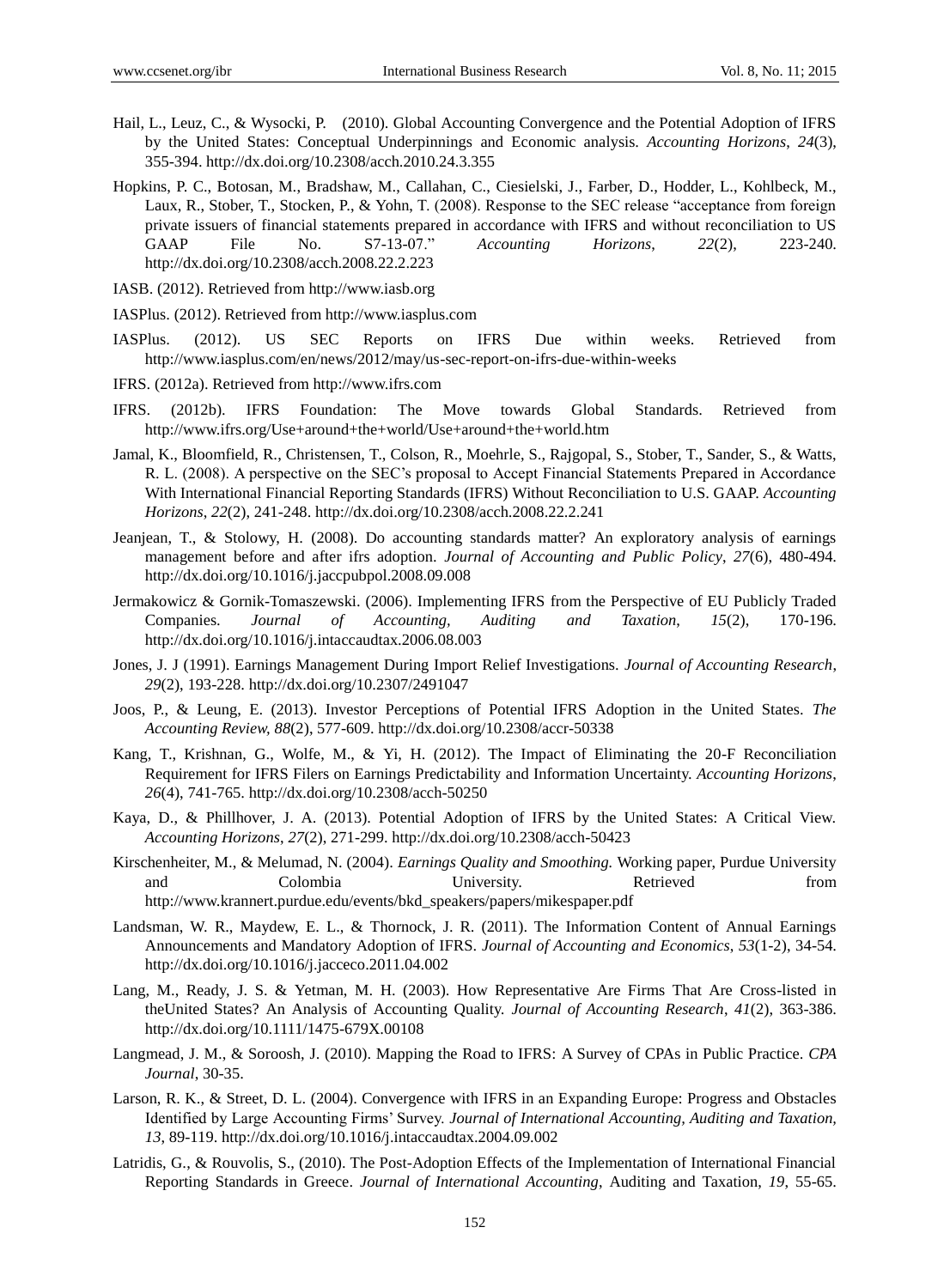Hail, L., Leuz, C., & Wysocki, P. (2010). Global Accounting Convergence and the Potential Adoption of IFRS by the United States: Conceptual Underpinnings and Economic analysis. *Accounting Horizons*, *24*(3), 355-394. http://dx.doi.org/10.2308/acch.2010.24.3.355

Hopkins, P. C., Botosan, M., Bradshaw, M., Callahan, C., Ciesielski, J., Farber, D., Hodder, L., Kohlbeck, M., Laux, R., Stober, T., Stocken, P., & Yohn, T. (2008). Response to the SEC release "acceptance from foreign private issuers of financial statements prepared in accordance with IFRS and without reconciliation to US GAAP File No. S7-13-07." *Accounting Horizons*, *22*(2), 223-240. http://dx.doi.org/10.2308/acch.2008.22.2.223

IASB. (2012). Retrieved from http://www.iasb.org

IASPlus. (2012). Retrieved from http://www.iasplus.com

IASPlus. (2012). US SEC Reports on IFRS Due within weeks. Retrieved from http://www.iasplus.com/en/news/2012/may/us-sec-report-on-ifrs-due-within-weeks

IFRS. (2012a). Retrieved from http://www.ifrs.com

IFRS. (2012b). IFRS Foundation: The Move towards Global Standards. Retrieved from http://www.ifrs.org/Use+around+the+world/Use+around+the+world.htm

Jamal, K., Bloomfield, R., Christensen, T., Colson, R., Moehrle, S., Rajgopal, S., Stober, T., Sander, S., & Watts, R. L. (2008). A perspective on the SEC's proposal to Accept Financial Statements Prepared in Accordance With International Financial Reporting Standards (IFRS) Without Reconciliation to U.S. GAAP. *Accounting Horizons*, *22*(2), 241-248. http://dx.doi.org/10.2308/acch.2008.22.2.241

Jeanjean, T., & Stolowy, H. (2008). Do accounting standards matter? An exploratory analysis of earnings management before and after ifrs adoption. *Journal of Accounting and Public Policy*, *27*(6), 480-494. http://dx.doi.org/10.1016/j.jaccpubpol.2008.09.008

Jermakowicz & Gornik-Tomaszewski. (2006). Implementing IFRS from the Perspective of EU Publicly Traded Companies. *Journal of Accounting, Auditing and Taxation*, *15*(2), 170-196. http://dx.doi.org/10.1016/j.intaccaudtax.2006.08.003

Jones, J. J (1991). Earnings Management During Import Relief Investigations. *Journal of Accounting Research*, *29*(2), 193-228. http://dx.doi.org/10.2307/2491047

Joos, P., & Leung, E. (2013). Investor Perceptions of Potential IFRS Adoption in the United States. *The Accounting Review*, *88*(2), 577-609. http://dx.doi.org/10.2308/accr-50338

Kang, T., Krishnan, G., Wolfe, M., & Yi, H. (2012). The Impact of Eliminating the 20-F Reconciliation Requirement for IFRS Filers on Earnings Predictability and Information Uncertainty. *Accounting Horizons*, *26*(4), 741-765. http://dx.doi.org/10.2308/acch-50250

Kaya, D., & Phillhover, J. A. (2013). Potential Adoption of IFRS by the United States: A Critical View. *Accounting Horizons*, *27*(2), 271-299. http://dx.doi.org/10.2308/acch-50423

Kirschenheiter, M., & Melumad, N. (2004). *Earnings Quality and Smoothing.* Working paper, Purdue University and Colombia University. Retrieved from http://www.krannert.purdue.edu/events/bkd_speakers/papers/mikespaper.pdf

Landsman, W. R., Maydew, E. L., & Thornock, J. R. (2011). The Information Content of Annual Earnings Announcements and Mandatory Adoption of IFRS. *Journal of Accounting and Economics*, *53*(1-2), 34-54. http://dx.doi.org/10.1016/j.jacceco.2011.04.002

Lang, M., Ready, J. S. & Yetman, M. H. (2003). How Representative Are Firms That Are Cross-listed in theUnited States? An Analysis of Accounting Quality. *Journal of Accounting Research*, *41*(2), 363-386. http://dx.doi.org/10.1111/1475-679X.00108

Langmead, J. M., & Soroosh, J. (2010). Mapping the Road to IFRS: A Survey of CPAs in Public Practice. *CPA Journal*, 30-35.

Larson, R. K., & Street, D. L. (2004). Convergence with IFRS in an Expanding Europe: Progress and Obstacles Identified by Large Accounting Firms' Survey. *Journal of International Accounting, Auditing and Taxation*, *13*, 89-119. http://dx.doi.org/10.1016/j.intaccaudtax.2004.09.002

Latridis, G., & Rouvolis, S., (2010). The Post-Adoption Effects of the Implementation of International Financial Reporting Standards in Greece. *Journal of International Accounting*, Auditing and Taxation, *19*, 55-65.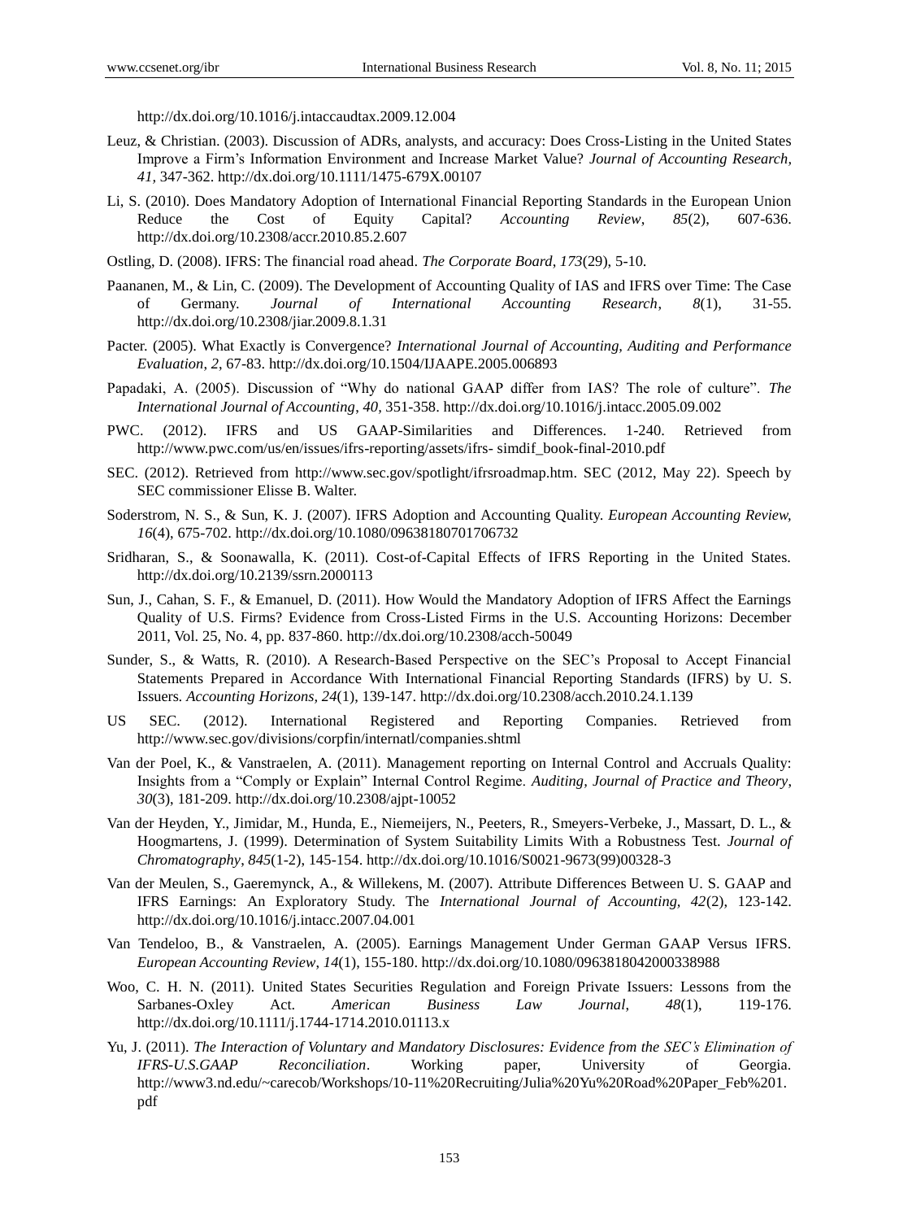http://dx.doi.org/10.1016/j.intaccaudtax.2009.12.004

Leuz, & Christian. (2003). Discussion of ADRs, analysts, and accuracy: Does Cross-Listing in the United States Improve a Firm's Information Environment and Increase Market Value? *Journal of Accounting Research, 41*, 347-362. http://dx.doi.org/10.1111/1475-679X.00107

Li, S. (2010). Does Mandatory Adoption of International Financial Reporting Standards in the European Union Reduce the Cost of Equity Capital? *Accounting Review*, *85*(2), 607-636. http://dx.doi.org/10.2308/accr.2010.85.2.607

Ostling, D. (2008). IFRS: The financial road ahead. *The Corporate Board*, *173*(29), 5-10.

Paananen, M., & Lin, C. (2009). The Development of Accounting Quality of IAS and IFRS over Time: The Case of Germany. *Journal of International Accounting Research*, *8*(1), 31-55. http://dx.doi.org/10.2308/jiar.2009.8.1.31

Pacter. (2005). What Exactly is Convergence? *International Journal of Accounting, Auditing and Performance Evaluation, 2*, 67-83. http://dx.doi.org/10.1504/IJAAPE.2005.006893

Papadaki, A. (2005). Discussion of "Why do national GAAP differ from IAS? The role of culture". *The International Journal of Accounting*, *40,* 351-358. http://dx.doi.org/10.1016/j.intacc.2005.09.002

PWC. (2012). IFRS and US GAAP-Similarities and Differences. 1-240. Retrieved from http://www.pwc.com/us/en/issues/ifrs-reporting/assets/ifrs- simdif_book-final-2010.pdf

SEC. (2012). Retrieved from http://www.sec.gov/spotlight/ifrsroadmap.htm. SEC (2012, May 22). Speech by SEC commissioner Elisse B. Walter.

Soderstrom, N. S., & Sun, K. J. (2007). IFRS Adoption and Accounting Quality. *European Accounting Review, 16*(4), 675-702. http://dx.doi.org/10.1080/09638180701706732

Sridharan, S., & Soonawalla, K. (2011). Cost-of-Capital Effects of IFRS Reporting in the United States. http://dx.doi.org/10.2139/ssrn.2000113

Sun, J., Cahan, S. F., & Emanuel, D. (2011). How Would the Mandatory Adoption of IFRS Affect the Earnings Quality of U.S. Firms? Evidence from Cross-Listed Firms in the U.S. Accounting Horizons: December 2011, Vol. 25, No. 4, pp. 837-860. http://dx.doi.org/10.2308/acch-50049

Sunder, S., & Watts, R. (2010). A Research-Based Perspective on the SEC's Proposal to Accept Financial Statements Prepared in Accordance With International Financial Reporting Standards (IFRS) by U. S. Issuers. *Accounting Horizons, 24*(1), 139-147. http://dx.doi.org/10.2308/acch.2010.24.1.139

US SEC. (2012). International Registered and Reporting Companies. Retrieved from http://www.sec.gov/divisions/corpfin/internatl/companies.shtml

Van der Poel, K., & Vanstraelen, A. (2011). Management reporting on Internal Control and Accruals Quality: Insights from a "Comply or Explain" Internal Control Regime. *Auditing, Journal of Practice and Theory*, *30*(3), 181-209. http://dx.doi.org/10.2308/ajpt-10052

Van der Heyden, Y., Jimidar, M., Hunda, E., Niemeijers, N., Peeters, R., Smeyers-Verbeke, J., Massart, D. L., & Hoogmartens, J. (1999). Determination of System Suitability Limits With a Robustness Test. *Journal of Chromatography*, *845*(1-2), 145-154. http://dx.doi.org/10.1016/S0021-9673(99)00328-3

Van der Meulen, S., Gaeremynck, A., & Willekens, M. (2007). Attribute Differences Between U. S. GAAP and IFRS Earnings: An Exploratory Study. The *International Journal of Accounting, 42*(2), 123-142. http://dx.doi.org/10.1016/j.intacc.2007.04.001

Van Tendeloo, B., & Vanstraelen, A. (2005). Earnings Management Under German GAAP Versus IFRS. *European Accounting Review*, *14*(1), 155-180. http://dx.doi.org/10.1080/0963818042000338988

Woo, C. H. N. (2011). United States Securities Regulation and Foreign Private Issuers: Lessons from the Sarbanes-Oxley Act. *American Business Law Journal*, *48*(1), 119-176. http://dx.doi.org/10.1111/j.1744-1714.2010.01113.x

Yu, J. (2011). *The Interaction of Voluntary and Mandatory Disclosures: Evidence from the SEC's Elimination of IFRS-U.S.GAAP Reconciliation*. Working paper, University of Georgia. http://www3.nd.edu/~carecob/Workshops/10-11%20Recruiting/Julia%20Yu%20Road%20Paper_Feb%201.pdf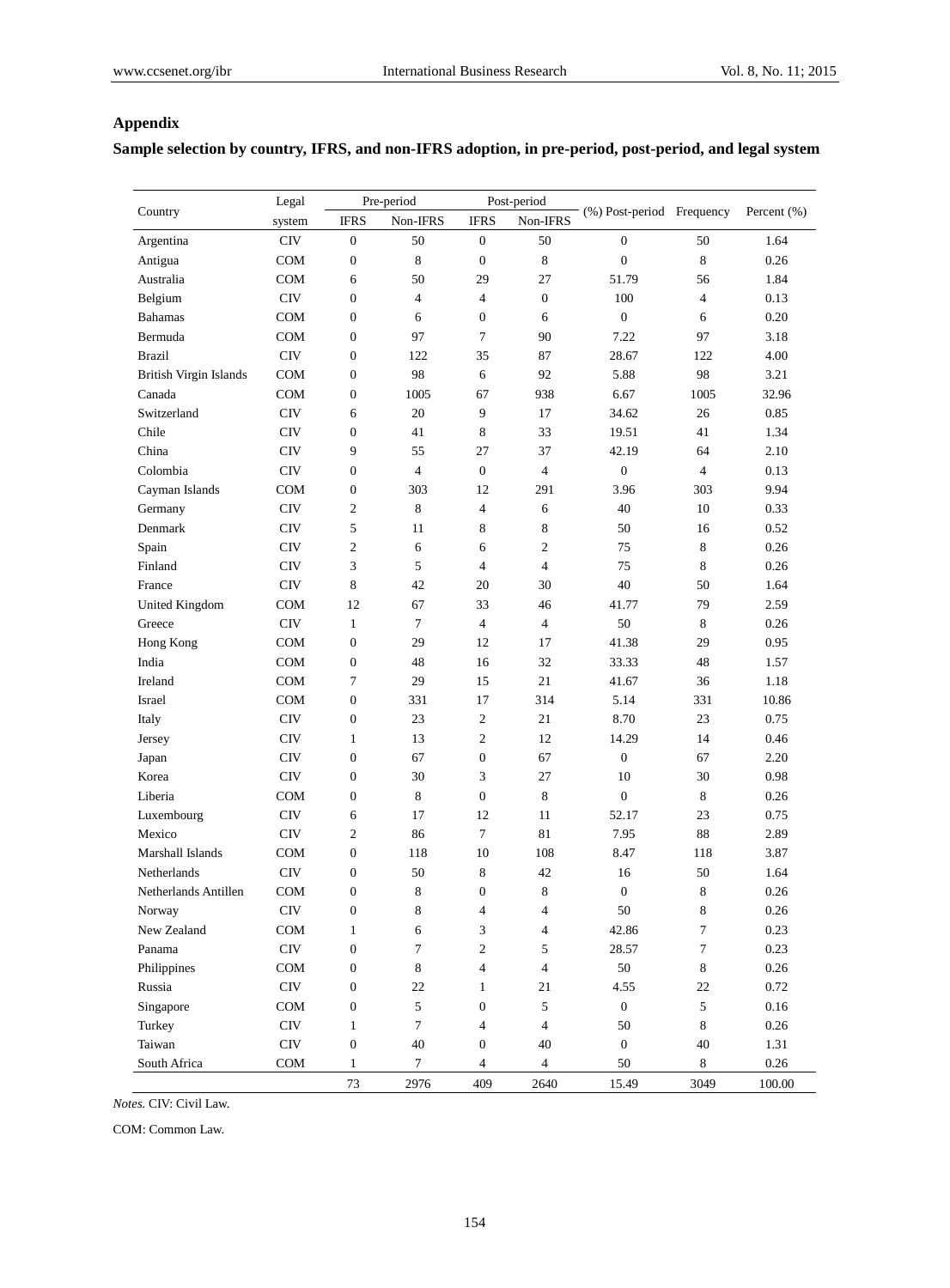## Appendix

**Sample selection by country, IFRS, and non-IFRS adoption, in pre-period, post-period, and legal system**

| Country | Legal system | Pre-period | | Post-period | | (%) Post-period | Frequency | Percent (%) |
|---|---|---|---|---|---|---|---|---|
| | | IFRS | Non-IFRS | IFRS | Non-IFRS | | | |
| Argentina | CIV | 0 | 50 | 0 | 50 | 0 | 50 | 1.64 |
| Antigua | COM | 0 | 8 | 0 | 8 | 0 | 8 | 0.26 |
| Australia | COM | 6 | 50 | 29 | 27 | 51.79 | 56 | 1.84 |
| Belgium | CIV | 0 | 4 | 4 | 0 | 100 | 4 | 0.13 |
| Bahamas | COM | 0 | 6 | 0 | 6 | 0 | 6 | 0.20 |
| Bermuda | COM | 0 | 97 | 7 | 90 | 7.22 | 97 | 3.18 |
| Brazil | CIV | 0 | 122 | 35 | 87 | 28.67 | 122 | 4.00 |
| British Virgin Islands | COM | 0 | 98 | 6 | 92 | 5.88 | 98 | 3.21 |
| Canada | COM | 0 | 1005 | 67 | 938 | 6.67 | 1005 | 32.96 |
| Switzerland | CIV | 6 | 20 | 9 | 17 | 34.62 | 26 | 0.85 |
| Chile | CIV | 0 | 41 | 8 | 33 | 19.51 | 41 | 1.34 |
| China | CIV | 9 | 55 | 27 | 37 | 42.19 | 64 | 2.10 |
| Colombia | CIV | 0 | 4 | 0 | 4 | 0 | 4 | 0.13 |
| Cayman Islands | COM | 0 | 303 | 12 | 291 | 3.96 | 303 | 9.94 |
| Germany | CIV | 2 | 8 | 4 | 6 | 40 | 10 | 0.33 |
| Denmark | CIV | 5 | 11 | 8 | 8 | 50 | 16 | 0.52 |
| Spain | CIV | 2 | 6 | 6 | 2 | 75 | 8 | 0.26 |
| Finland | CIV | 3 | 5 | 4 | 4 | 75 | 8 | 0.26 |
| France | CIV | 8 | 42 | 20 | 30 | 40 | 50 | 1.64 |
| United Kingdom | COM | 12 | 67 | 33 | 46 | 41.77 | 79 | 2.59 |
| Greece | CIV | 1 | 7 | 4 | 4 | 50 | 8 | 0.26 |
| Hong Kong | COM | 0 | 29 | 12 | 17 | 41.38 | 29 | 0.95 |
| India | COM | 0 | 48 | 16 | 32 | 33.33 | 48 | 1.57 |
| Ireland | COM | 7 | 29 | 15 | 21 | 41.67 | 36 | 1.18 |
| Israel | COM | 0 | 331 | 17 | 314 | 5.14 | 331 | 10.86 |
| Italy | CIV | 0 | 23 | 2 | 21 | 8.70 | 23 | 0.75 |
| Jersey | CIV | 1 | 13 | 2 | 12 | 14.29 | 14 | 0.46 |
| Japan | CIV | 0 | 67 | 0 | 67 | 0 | 67 | 2.20 |
| Korea | CIV | 0 | 30 | 3 | 27 | 10 | 30 | 0.98 |
| Liberia | COM | 0 | 8 | 0 | 8 | 0 | 8 | 0.26 |
| Luxembourg | CIV | 6 | 17 | 12 | 11 | 52.17 | 23 | 0.75 |
| Mexico | CIV | 2 | 86 | 7 | 81 | 7.95 | 88 | 2.89 |
| Marshall Islands | COM | 0 | 118 | 10 | 108 | 8.47 | 118 | 3.87 |
| Netherlands | CIV | 0 | 50 | 8 | 42 | 16 | 50 | 1.64 |
| Netherlands Antillen | COM | 0 | 8 | 0 | 8 | 0 | 8 | 0.26 |
| Norway | CIV | 0 | 8 | 4 | 4 | 50 | 8 | 0.26 |
| New Zealand | COM | 1 | 6 | 3 | 4 | 42.86 | 7 | 0.23 |
| Panama | CIV | 0 | 7 | 2 | 5 | 28.57 | 7 | 0.23 |
| Philippines | COM | 0 | 8 | 4 | 4 | 50 | 8 | 0.26 |
| Russia | CIV | 0 | 22 | 1 | 21 | 4.55 | 22 | 0.72 |
| Singapore | COM | 0 | 5 | 0 | 5 | 0 | 5 | 0.16 |
| Turkey | CIV | 1 | 7 | 4 | 4 | 50 | 8 | 0.26 |
| Taiwan | CIV | 0 | 40 | 0 | 40 | 0 | 40 | 1.31 |
| South Africa | COM | 1 | 7 | 4 | 4 | 50 | 8 | 0.26 |
| | | 73 | 2976 | 409 | 2640 | 15.49 | 3049 | 100.00 |

*Notes.* CIV: Civil Law.

COM: Common Law.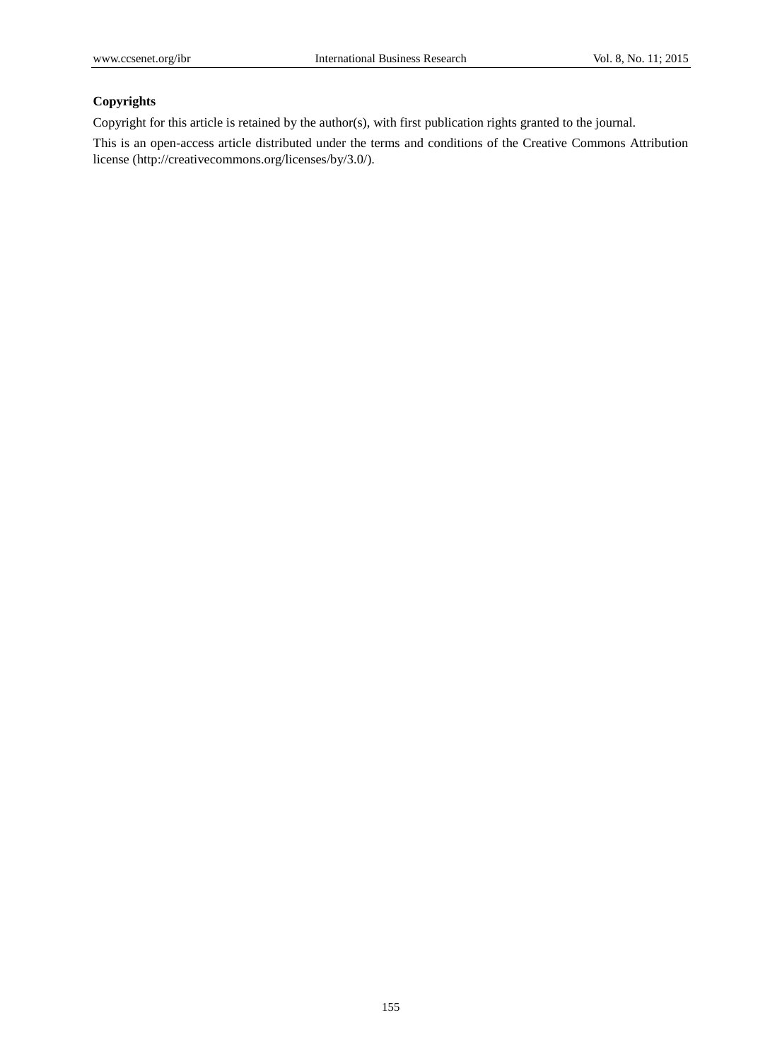**Copyrights**

Copyright for this article is retained by the author(s), with first publication rights granted to the journal.

This is an open-access article distributed under the terms and conditions of the Creative Commons Attribution license (http://creativecommons.org/licenses/by/3.0/).